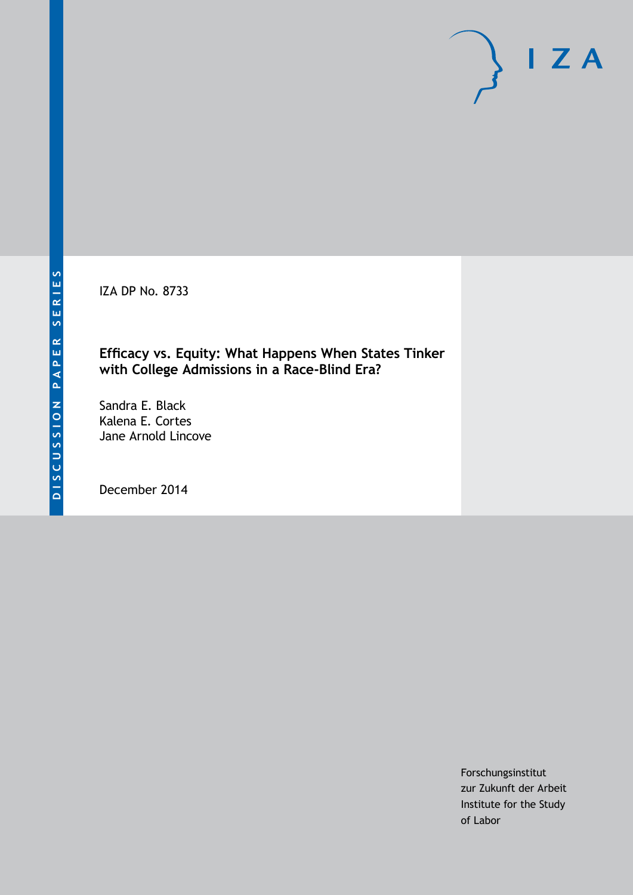DISCUSSION PAPER SERIES

IZA DP No. 8733

# Efficacy vs. Equity: What Happens When States Tinker with College Admissions in a Race-Blind Era?

Sandra E. Black
Kalena E. Cortes
Jane Arnold Lincove

December 2014

Forschungsinstitut
zur Zukunft der Arbeit
Institute for the Study
of Labor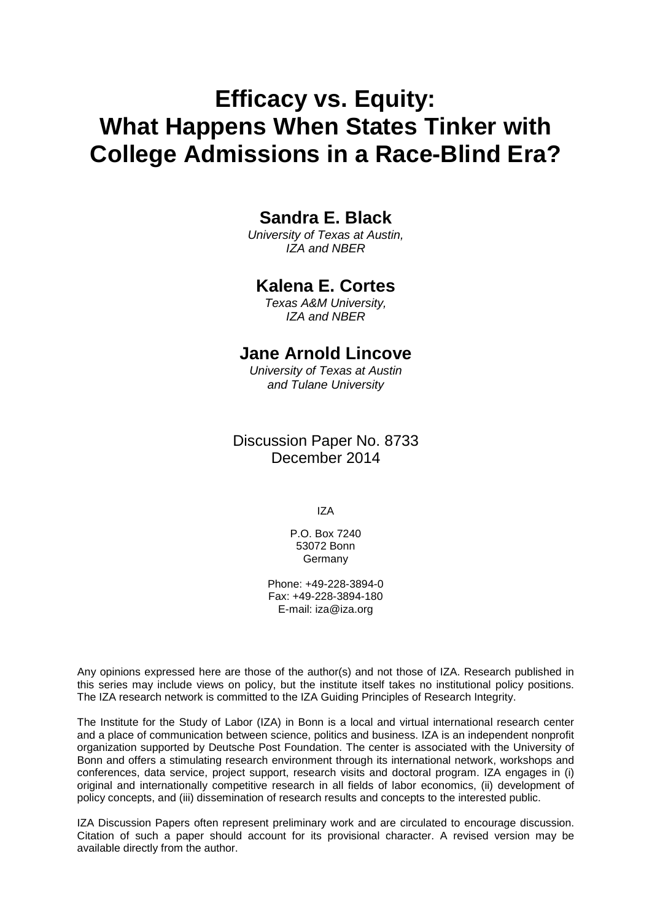# Efficacy vs. Equity: What Happens When States Tinker with College Admissions in a Race-Blind Era?

**Sandra E. Black**

*University of Texas at Austin, IZA and NBER*

**Kalena E. Cortes**

*Texas A&M University, IZA and NBER*

**Jane Arnold Lincove**

*University of Texas at Austin and Tulane University*

Discussion Paper No. 8733
December 2014

IZA

P.O. Box 7240
53072 Bonn
Germany

Phone: +49-228-3894-0
Fax: +49-228-3894-180
E-mail: iza@iza.org

Any opinions expressed here are those of the author(s) and not those of IZA. Research published in this series may include views on policy, but the institute itself takes no institutional policy positions. The IZA research network is committed to the IZA Guiding Principles of Research Integrity.

The Institute for the Study of Labor (IZA) in Bonn is a local and virtual international research center and a place of communication between science, politics and business. IZA is an independent nonprofit organization supported by Deutsche Post Foundation. The center is associated with the University of Bonn and offers a stimulating research environment through its international network, workshops and conferences, data service, project support, research visits and doctoral program. IZA engages in (i) original and internationally competitive research in all fields of labor economics, (ii) development of policy concepts, and (iii) dissemination of research results and concepts to the interested public.

IZA Discussion Papers often represent preliminary work and are circulated to encourage discussion. Citation of such a paper should account for its provisional character. A revised version may be available directly from the author.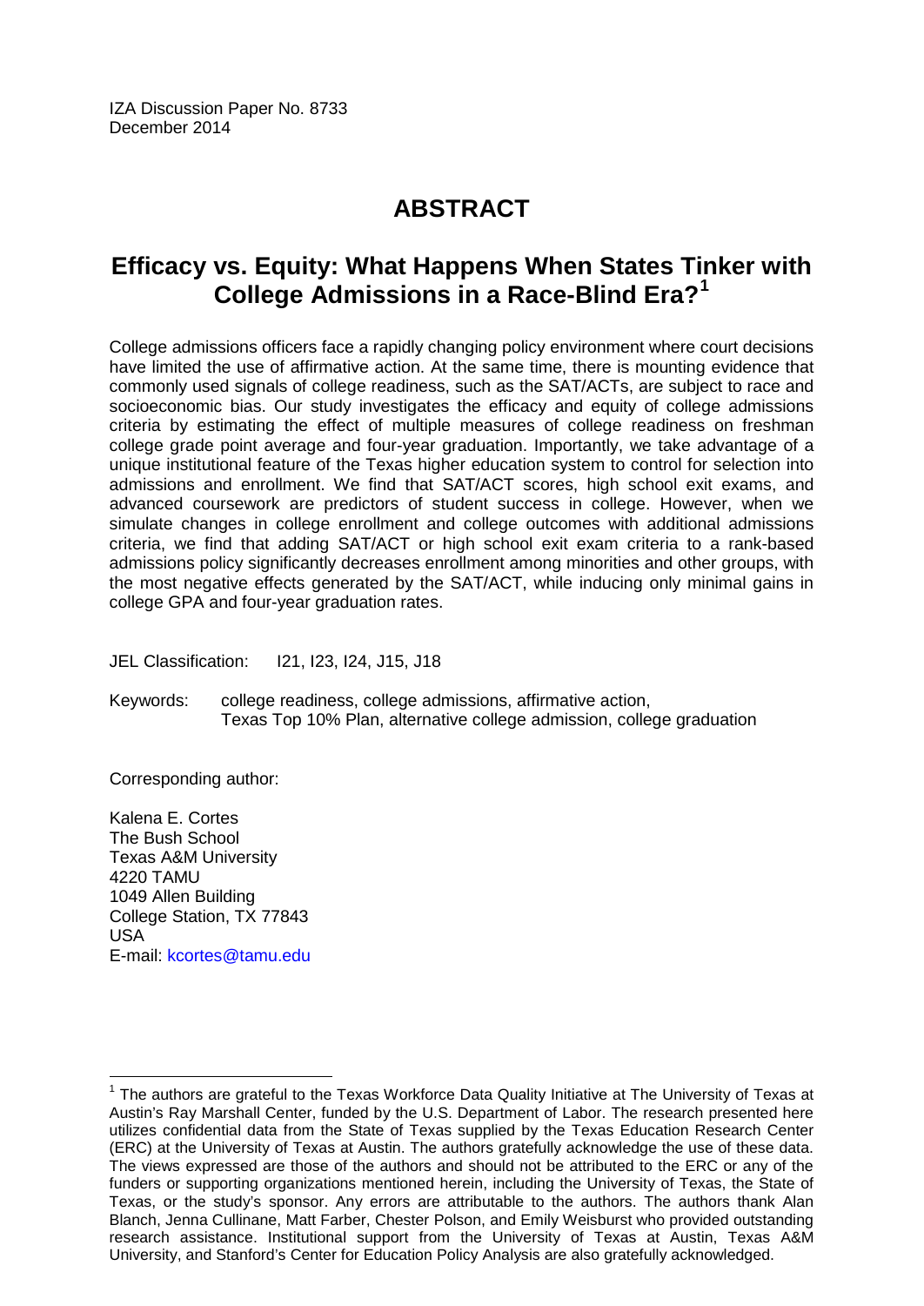IZA Discussion Paper No. 8733
December 2014

# ABSTRACT

## Efficacy vs. Equity: What Happens When States Tinker with College Admissions in a Race-Blind Era?[1]

College admissions officers face a rapidly changing policy environment where court decisions have limited the use of affirmative action. At the same time, there is mounting evidence that commonly used signals of college readiness, such as the SAT/ACTs, are subject to race and socioeconomic bias. Our study investigates the efficacy and equity of college admissions criteria by estimating the effect of multiple measures of college readiness on freshman college grade point average and four-year graduation. Importantly, we take advantage of a unique institutional feature of the Texas higher education system to control for selection into admissions and enrollment. We find that SAT/ACT scores, high school exit exams, and advanced coursework are predictors of student success in college. However, when we simulate changes in college enrollment and college outcomes with additional admissions criteria, we find that adding SAT/ACT or high school exit exam criteria to a rank-based admissions policy significantly decreases enrollment among minorities and other groups, with the most negative effects generated by the SAT/ACT, while inducing only minimal gains in college GPA and four-year graduation rates.

JEL Classification: I21, I23, I24, J15, J18

Keywords: college readiness, college admissions, affirmative action, Texas Top 10% Plan, alternative college admission, college graduation

Corresponding author:

Kalena E. Cortes
The Bush School
Texas A&M University
4220 TAMU
1049 Allen Building
College Station, TX 77843
USA
E-mail: kcortes@tamu.edu

[1] The authors are grateful to the Texas Workforce Data Quality Initiative at The University of Texas at Austin's Ray Marshall Center, funded by the U.S. Department of Labor. The research presented here utilizes confidential data from the State of Texas supplied by the Texas Education Research Center (ERC) at the University of Texas at Austin. The authors gratefully acknowledge the use of these data. The views expressed are those of the authors and should not be attributed to the ERC or any of the funders or supporting organizations mentioned herein, including the University of Texas, the State of Texas, or the study's sponsor. Any errors are attributable to the authors. The authors thank Alan Blanch, Jenna Cullinane, Matt Farber, Chester Polson, and Emily Weisburst who provided outstanding research assistance. Institutional support from the University of Texas at Austin, Texas A&M University, and Stanford's Center for Education Policy Analysis are also gratefully acknowledged.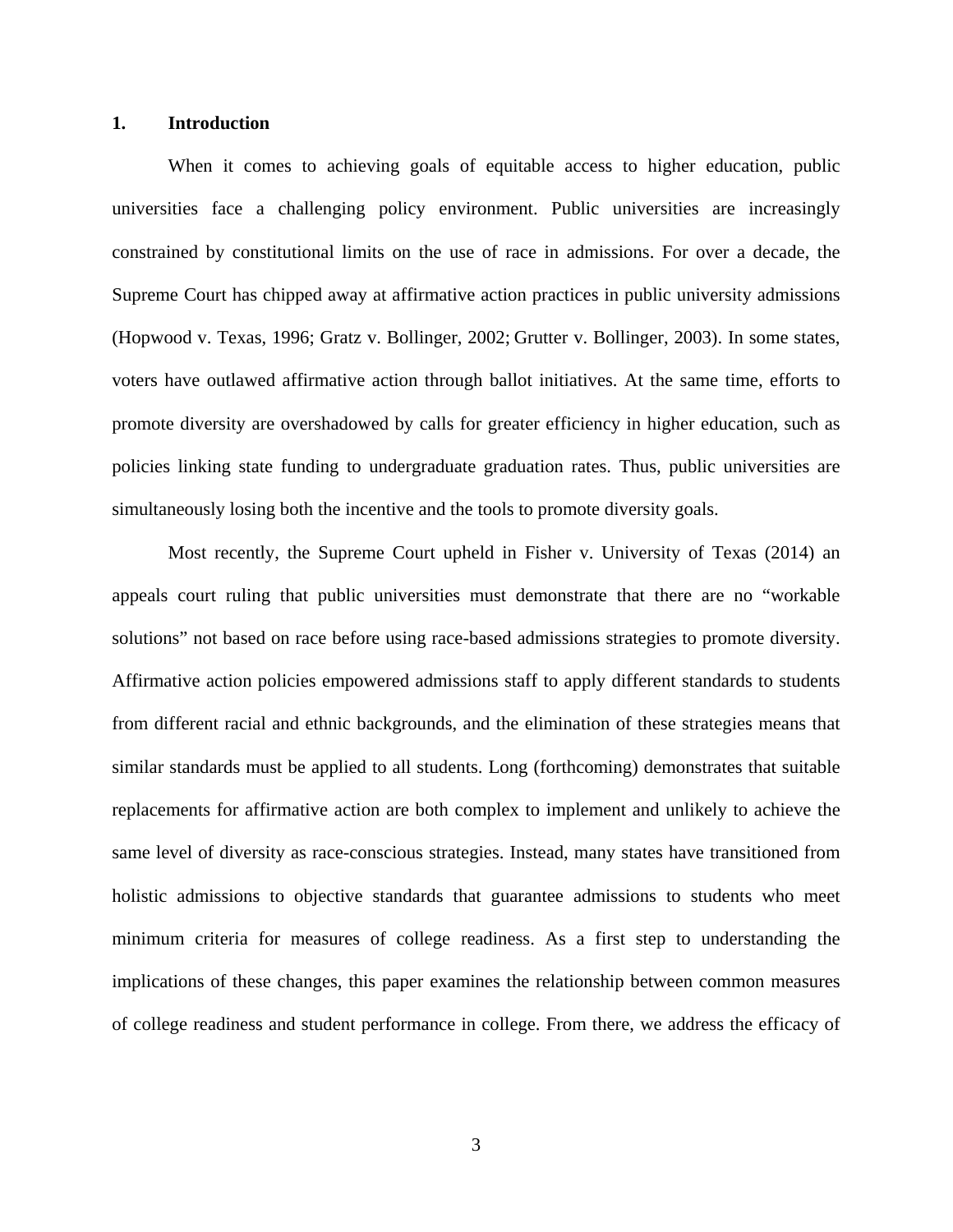## 1. Introduction

When it comes to achieving goals of equitable access to higher education, public universities face a challenging policy environment. Public universities are increasingly constrained by constitutional limits on the use of race in admissions. For over a decade, the Supreme Court has chipped away at affirmative action practices in public university admissions (Hopwood v. Texas, 1996; Gratz v. Bollinger, 2002; Grutter v. Bollinger, 2003). In some states, voters have outlawed affirmative action through ballot initiatives. At the same time, efforts to promote diversity are overshadowed by calls for greater efficiency in higher education, such as policies linking state funding to undergraduate graduation rates. Thus, public universities are simultaneously losing both the incentive and the tools to promote diversity goals.

Most recently, the Supreme Court upheld in Fisher v. University of Texas (2014) an appeals court ruling that public universities must demonstrate that there are no "workable solutions" not based on race before using race-based admissions strategies to promote diversity. Affirmative action policies empowered admissions staff to apply different standards to students from different racial and ethnic backgrounds, and the elimination of these strategies means that similar standards must be applied to all students. Long (forthcoming) demonstrates that suitable replacements for affirmative action are both complex to implement and unlikely to achieve the same level of diversity as race-conscious strategies. Instead, many states have transitioned from holistic admissions to objective standards that guarantee admissions to students who meet minimum criteria for measures of college readiness. As a first step to understanding the implications of these changes, this paper examines the relationship between common measures of college readiness and student performance in college. From there, we address the efficacy of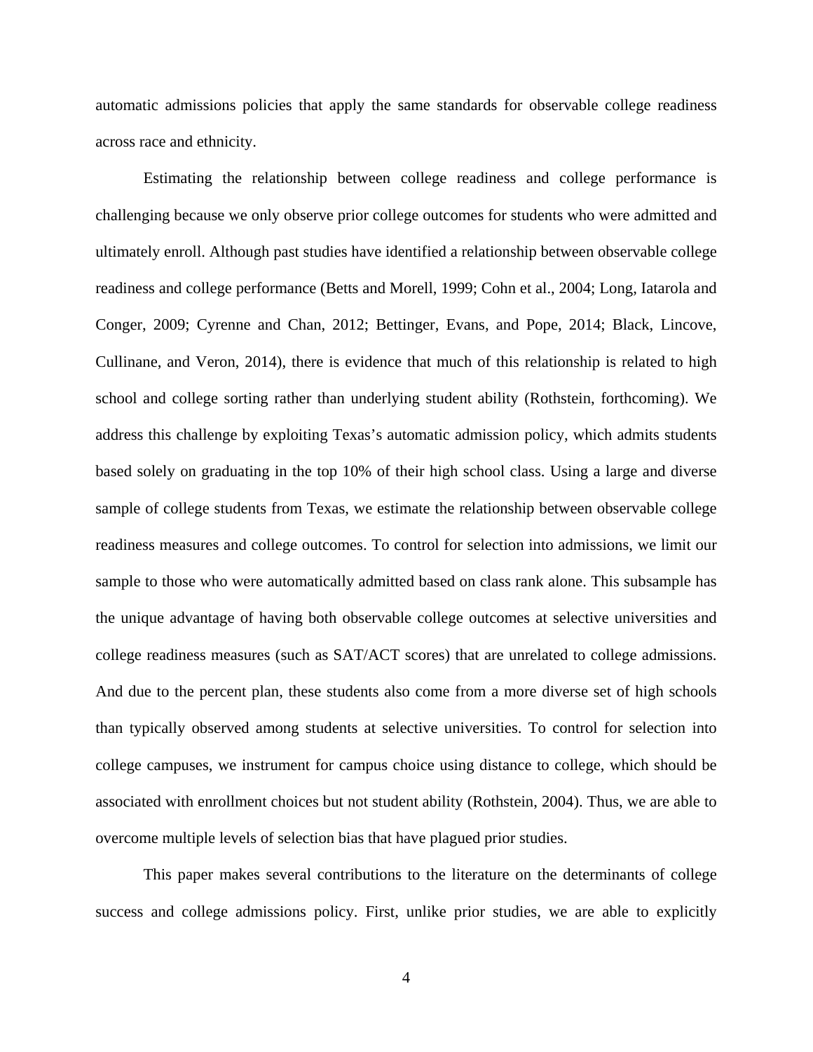automatic admissions policies that apply the same standards for observable college readiness across race and ethnicity.

Estimating the relationship between college readiness and college performance is challenging because we only observe prior college outcomes for students who were admitted and ultimately enroll. Although past studies have identified a relationship between observable college readiness and college performance (Betts and Morell, 1999; Cohn et al., 2004; Long, Iatarola and Conger, 2009; Cyrenne and Chan, 2012; Bettinger, Evans, and Pope, 2014; Black, Lincove, Cullinane, and Veron, 2014), there is evidence that much of this relationship is related to high school and college sorting rather than underlying student ability (Rothstein, forthcoming). We address this challenge by exploiting Texas's automatic admission policy, which admits students based solely on graduating in the top 10% of their high school class. Using a large and diverse sample of college students from Texas, we estimate the relationship between observable college readiness measures and college outcomes. To control for selection into admissions, we limit our sample to those who were automatically admitted based on class rank alone. This subsample has the unique advantage of having both observable college outcomes at selective universities and college readiness measures (such as SAT/ACT scores) that are unrelated to college admissions. And due to the percent plan, these students also come from a more diverse set of high schools than typically observed among students at selective universities. To control for selection into college campuses, we instrument for campus choice using distance to college, which should be associated with enrollment choices but not student ability (Rothstein, 2004). Thus, we are able to overcome multiple levels of selection bias that have plagued prior studies.

This paper makes several contributions to the literature on the determinants of college success and college admissions policy. First, unlike prior studies, we are able to explicitly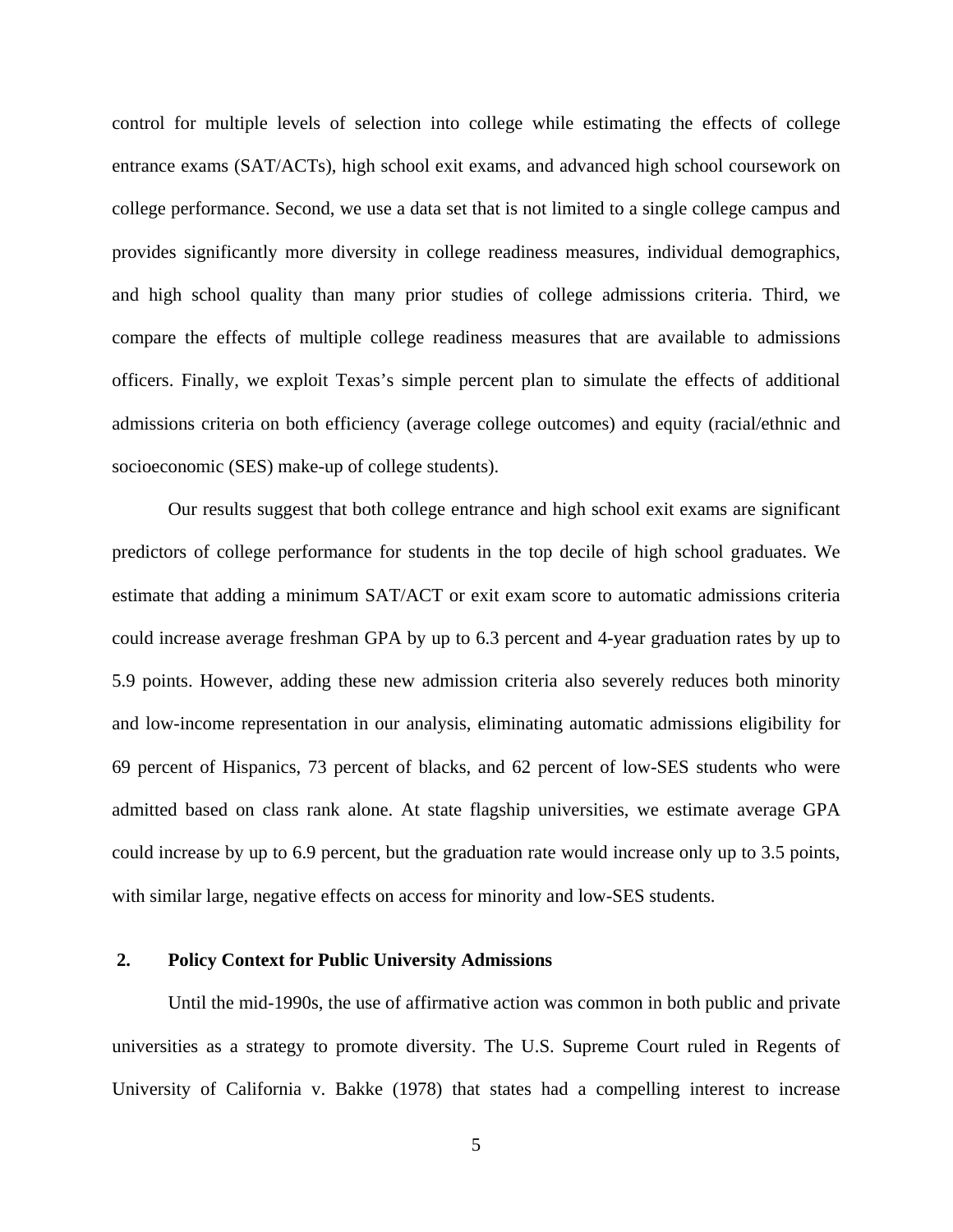control for multiple levels of selection into college while estimating the effects of college entrance exams (SAT/ACTs), high school exit exams, and advanced high school coursework on college performance. Second, we use a data set that is not limited to a single college campus and provides significantly more diversity in college readiness measures, individual demographics, and high school quality than many prior studies of college admissions criteria. Third, we compare the effects of multiple college readiness measures that are available to admissions officers. Finally, we exploit Texas's simple percent plan to simulate the effects of additional admissions criteria on both efficiency (average college outcomes) and equity (racial/ethnic and socioeconomic (SES) make-up of college students).

Our results suggest that both college entrance and high school exit exams are significant predictors of college performance for students in the top decile of high school graduates. We estimate that adding a minimum SAT/ACT or exit exam score to automatic admissions criteria could increase average freshman GPA by up to 6.3 percent and 4-year graduation rates by up to 5.9 points. However, adding these new admission criteria also severely reduces both minority and low-income representation in our analysis, eliminating automatic admissions eligibility for 69 percent of Hispanics, 73 percent of blacks, and 62 percent of low-SES students who were admitted based on class rank alone. At state flagship universities, we estimate average GPA could increase by up to 6.9 percent, but the graduation rate would increase only up to 3.5 points, with similar large, negative effects on access for minority and low-SES students.

## 2. Policy Context for Public University Admissions

Until the mid-1990s, the use of affirmative action was common in both public and private universities as a strategy to promote diversity. The U.S. Supreme Court ruled in Regents of University of California v. Bakke (1978) that states had a compelling interest to increase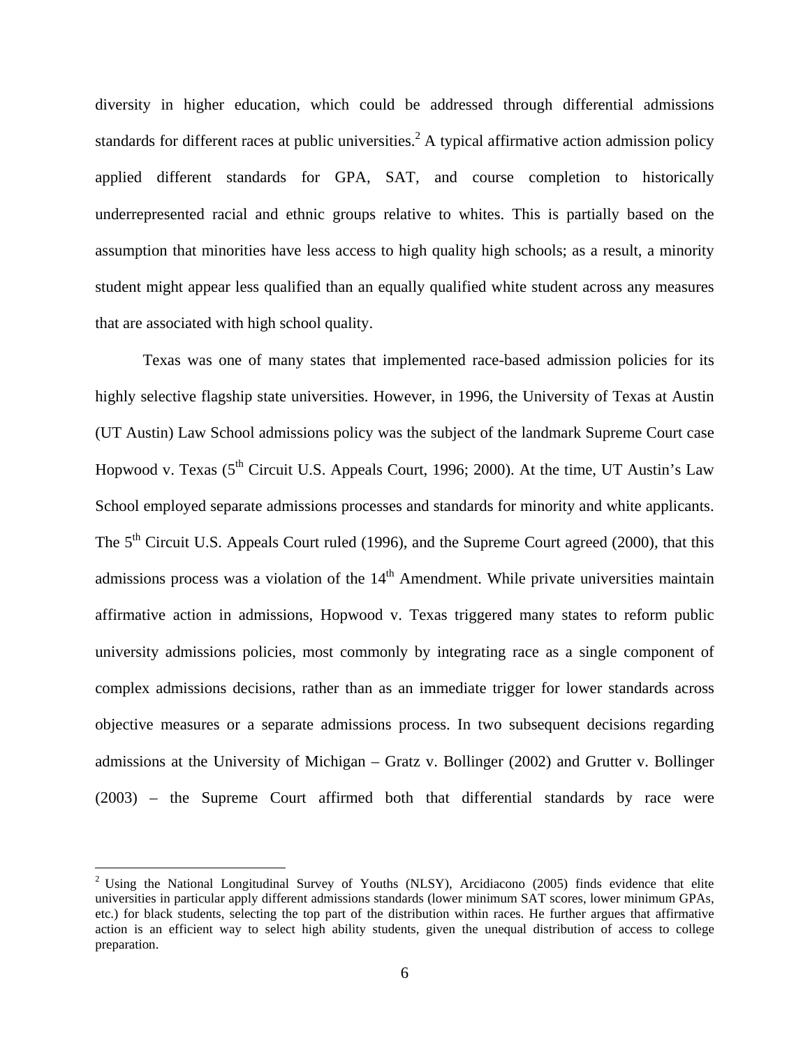diversity in higher education, which could be addressed through differential admissions standards for different races at public universities.[2] A typical affirmative action admission policy applied different standards for GPA, SAT, and course completion to historically underrepresented racial and ethnic groups relative to whites. This is partially based on the assumption that minorities have less access to high quality high schools; as a result, a minority student might appear less qualified than an equally qualified white student across any measures that are associated with high school quality.

Texas was one of many states that implemented race-based admission policies for its highly selective flagship state universities. However, in 1996, the University of Texas at Austin (UT Austin) Law School admissions policy was the subject of the landmark Supreme Court case Hopwood v. Texas (5th Circuit U.S. Appeals Court, 1996; 2000). At the time, UT Austin's Law School employed separate admissions processes and standards for minority and white applicants. The 5th Circuit U.S. Appeals Court ruled (1996), and the Supreme Court agreed (2000), that this admissions process was a violation of the 14th Amendment. While private universities maintain affirmative action in admissions, Hopwood v. Texas triggered many states to reform public university admissions policies, most commonly by integrating race as a single component of complex admissions decisions, rather than as an immediate trigger for lower standards across objective measures or a separate admissions process. In two subsequent decisions regarding admissions at the University of Michigan – Gratz v. Bollinger (2002) and Grutter v. Bollinger (2003) – the Supreme Court affirmed both that differential standards by race were

[2] Using the National Longitudinal Survey of Youths (NLSY), Arcidiacono (2005) finds evidence that elite universities in particular apply different admissions standards (lower minimum SAT scores, lower minimum GPAs, etc.) for black students, selecting the top part of the distribution within races. He further argues that affirmative action is an efficient way to select high ability students, given the unequal distribution of access to college preparation.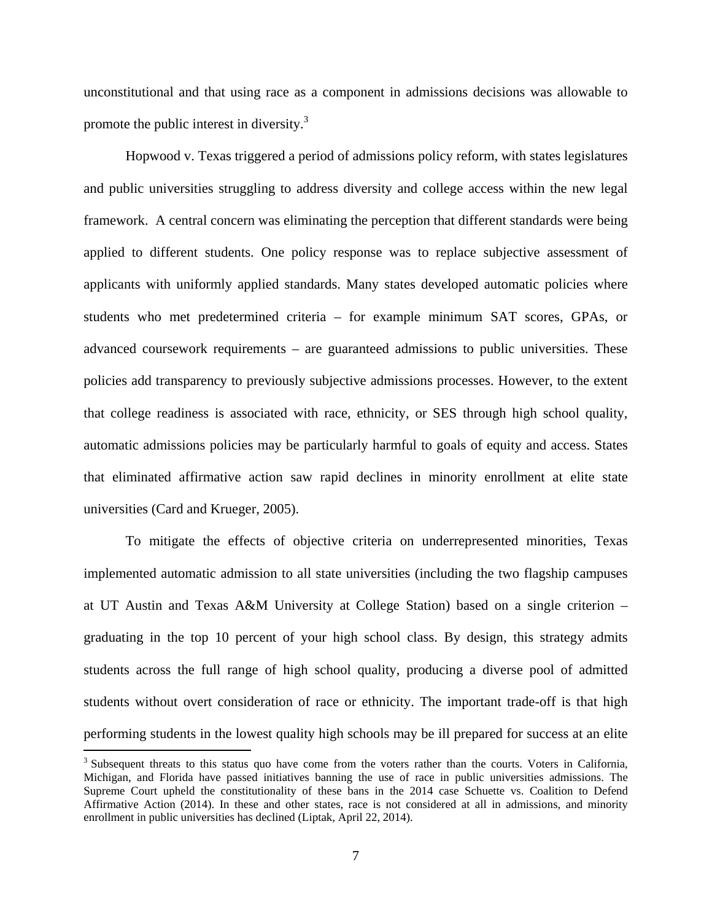unconstitutional and that using race as a component in admissions decisions was allowable to promote the public interest in diversity.[3]

Hopwood v. Texas triggered a period of admissions policy reform, with states legislatures and public universities struggling to address diversity and college access within the new legal framework. A central concern was eliminating the perception that different standards were being applied to different students. One policy response was to replace subjective assessment of applicants with uniformly applied standards. Many states developed automatic policies where students who met predetermined criteria – for example minimum SAT scores, GPAs, or advanced coursework requirements – are guaranteed admissions to public universities. These policies add transparency to previously subjective admissions processes. However, to the extent that college readiness is associated with race, ethnicity, or SES through high school quality, automatic admissions policies may be particularly harmful to goals of equity and access. States that eliminated affirmative action saw rapid declines in minority enrollment at elite state universities (Card and Krueger, 2005).

To mitigate the effects of objective criteria on underrepresented minorities, Texas implemented automatic admission to all state universities (including the two flagship campuses at UT Austin and Texas A&M University at College Station) based on a single criterion – graduating in the top 10 percent of your high school class. By design, this strategy admits students across the full range of high school quality, producing a diverse pool of admitted students without overt consideration of race or ethnicity. The important trade-off is that high performing students in the lowest quality high schools may be ill prepared for success at an elite

[3] Subsequent threats to this status quo have come from the voters rather than the courts. Voters in California, Michigan, and Florida have passed initiatives banning the use of race in public universities admissions. The Supreme Court upheld the constitutionality of these bans in the 2014 case Schuette vs. Coalition to Defend Affirmative Action (2014). In these and other states, race is not considered at all in admissions, and minority enrollment in public universities has declined (Liptak, April 22, 2014).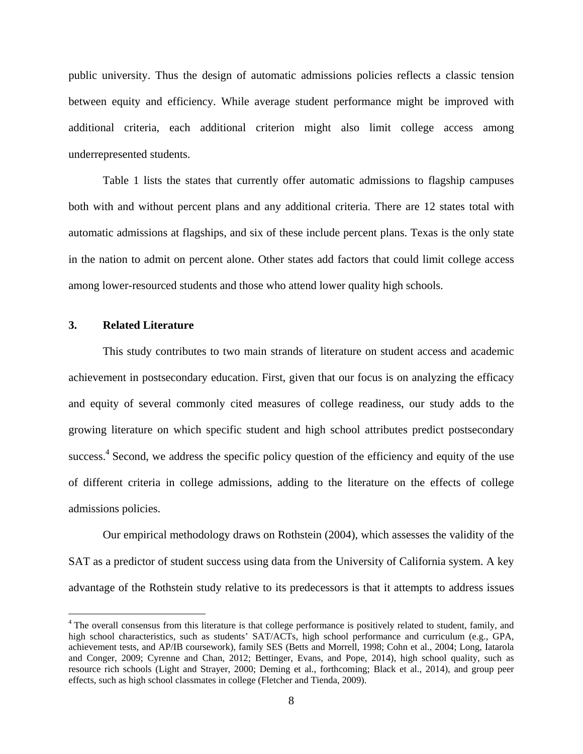public university. Thus the design of automatic admissions policies reflects a classic tension between equity and efficiency. While average student performance might be improved with additional criteria, each additional criterion might also limit college access among underrepresented students.

Table 1 lists the states that currently offer automatic admissions to flagship campuses both with and without percent plans and any additional criteria. There are 12 states total with automatic admissions at flagships, and six of these include percent plans. Texas is the only state in the nation to admit on percent alone. Other states add factors that could limit college access among lower-resourced students and those who attend lower quality high schools.

## 3. Related Literature

This study contributes to two main strands of literature on student access and academic achievement in postsecondary education. First, given that our focus is on analyzing the efficacy and equity of several commonly cited measures of college readiness, our study adds to the growing literature on which specific student and high school attributes predict postsecondary success.[4] Second, we address the specific policy question of the efficiency and equity of the use of different criteria in college admissions, adding to the literature on the effects of college admissions policies.

Our empirical methodology draws on Rothstein (2004), which assesses the validity of the SAT as a predictor of student success using data from the University of California system. A key advantage of the Rothstein study relative to its predecessors is that it attempts to address issues

[4] The overall consensus from this literature is that college performance is positively related to student, family, and high school characteristics, such as students' SAT/ACTs, high school performance and curriculum (e.g., GPA, achievement tests, and AP/IB coursework), family SES (Betts and Morrell, 1998; Cohn et al., 2004; Long, Iatarola and Conger, 2009; Cyrenne and Chan, 2012; Bettinger, Evans, and Pope, 2014), high school quality, such as resource rich schools (Light and Strayer, 2000; Deming et al., forthcoming; Black et al., 2014), and group peer effects, such as high school classmates in college (Fletcher and Tienda, 2009).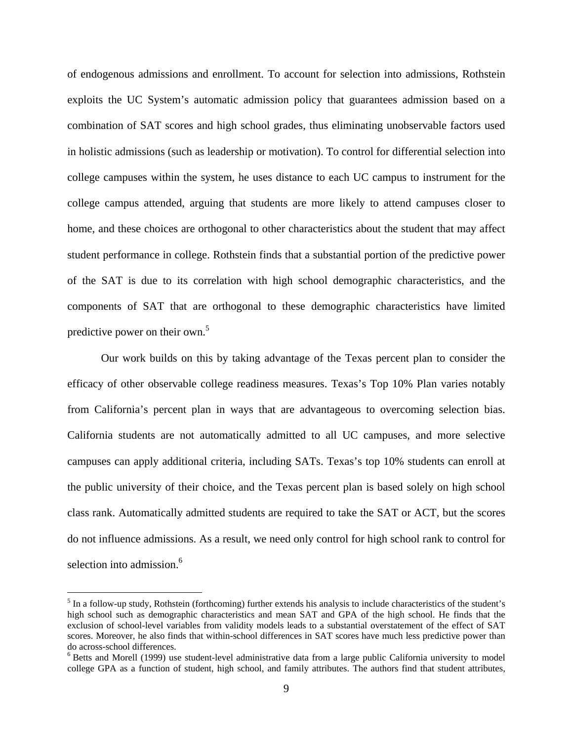of endogenous admissions and enrollment. To account for selection into admissions, Rothstein exploits the UC System's automatic admission policy that guarantees admission based on a combination of SAT scores and high school grades, thus eliminating unobservable factors used in holistic admissions (such as leadership or motivation). To control for differential selection into college campuses within the system, he uses distance to each UC campus to instrument for the college campus attended, arguing that students are more likely to attend campuses closer to home, and these choices are orthogonal to other characteristics about the student that may affect student performance in college. Rothstein finds that a substantial portion of the predictive power of the SAT is due to its correlation with high school demographic characteristics, and the components of SAT that are orthogonal to these demographic characteristics have limited predictive power on their own.[5]

Our work builds on this by taking advantage of the Texas percent plan to consider the efficacy of other observable college readiness measures. Texas's Top 10% Plan varies notably from California's percent plan in ways that are advantageous to overcoming selection bias. California students are not automatically admitted to all UC campuses, and more selective campuses can apply additional criteria, including SATs. Texas's top 10% students can enroll at the public university of their choice, and the Texas percent plan is based solely on high school class rank. Automatically admitted students are required to take the SAT or ACT, but the scores do not influence admissions. As a result, we need only control for high school rank to control for selection into admission.[6]

---

[5] In a follow-up study, Rothstein (forthcoming) further extends his analysis to include characteristics of the student's high school such as demographic characteristics and mean SAT and GPA of the high school. He finds that the exclusion of school-level variables from validity models leads to a substantial overstatement of the effect of SAT scores. Moreover, he also finds that within-school differences in SAT scores have much less predictive power than do across-school differences.

[6] Betts and Morell (1999) use student-level administrative data from a large public California university to model college GPA as a function of student, high school, and family attributes. The authors find that student attributes,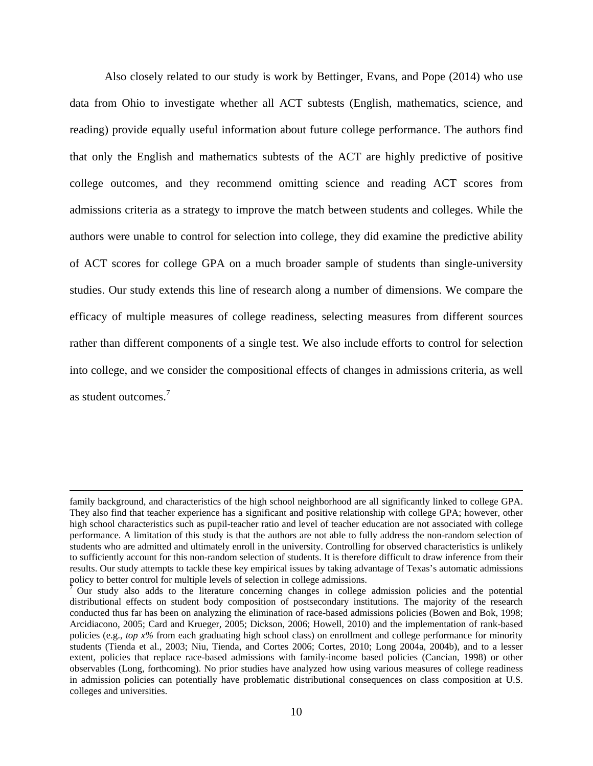Also closely related to our study is work by Bettinger, Evans, and Pope (2014) who use data from Ohio to investigate whether all ACT subtests (English, mathematics, science, and reading) provide equally useful information about future college performance. The authors find that only the English and mathematics subtests of the ACT are highly predictive of positive college outcomes, and they recommend omitting science and reading ACT scores from admissions criteria as a strategy to improve the match between students and colleges. While the authors were unable to control for selection into college, they did examine the predictive ability of ACT scores for college GPA on a much broader sample of students than single-university studies. Our study extends this line of research along a number of dimensions. We compare the efficacy of multiple measures of college readiness, selecting measures from different sources rather than different components of a single test. We also include efforts to control for selection into college, and we consider the compositional effects of changes in admissions criteria, as well as student outcomes.[7]

---

family background, and characteristics of the high school neighborhood are all significantly linked to college GPA. They also find that teacher experience has a significant and positive relationship with college GPA; however, other high school characteristics such as pupil-teacher ratio and level of teacher education are not associated with college performance. A limitation of this study is that the authors are not able to fully address the non-random selection of students who are admitted and ultimately enroll in the university. Controlling for observed characteristics is unlikely to sufficiently account for this non-random selection of students. It is therefore difficult to draw inference from their results. Our study attempts to tackle these key empirical issues by taking advantage of Texas's automatic admissions policy to better control for multiple levels of selection in college admissions.

[7] Our study also adds to the literature concerning changes in college admission policies and the potential distributional effects on student body composition of postsecondary institutions. The majority of the research conducted thus far has been on analyzing the elimination of race-based admissions policies (Bowen and Bok, 1998; Arcidiacono, 2005; Card and Krueger, 2005; Dickson, 2006; Howell, 2010) and the implementation of rank-based policies (e.g., *top x%* from each graduating high school class) on enrollment and college performance for minority students (Tienda et al., 2003; Niu, Tienda, and Cortes 2006; Cortes, 2010; Long 2004a, 2004b), and to a lesser extent, policies that replace race-based admissions with family-income based policies (Cancian, 1998) or other observables (Long, forthcoming). No prior studies have analyzed how using various measures of college readiness in admission policies can potentially have problematic distributional consequences on class composition at U.S. colleges and universities.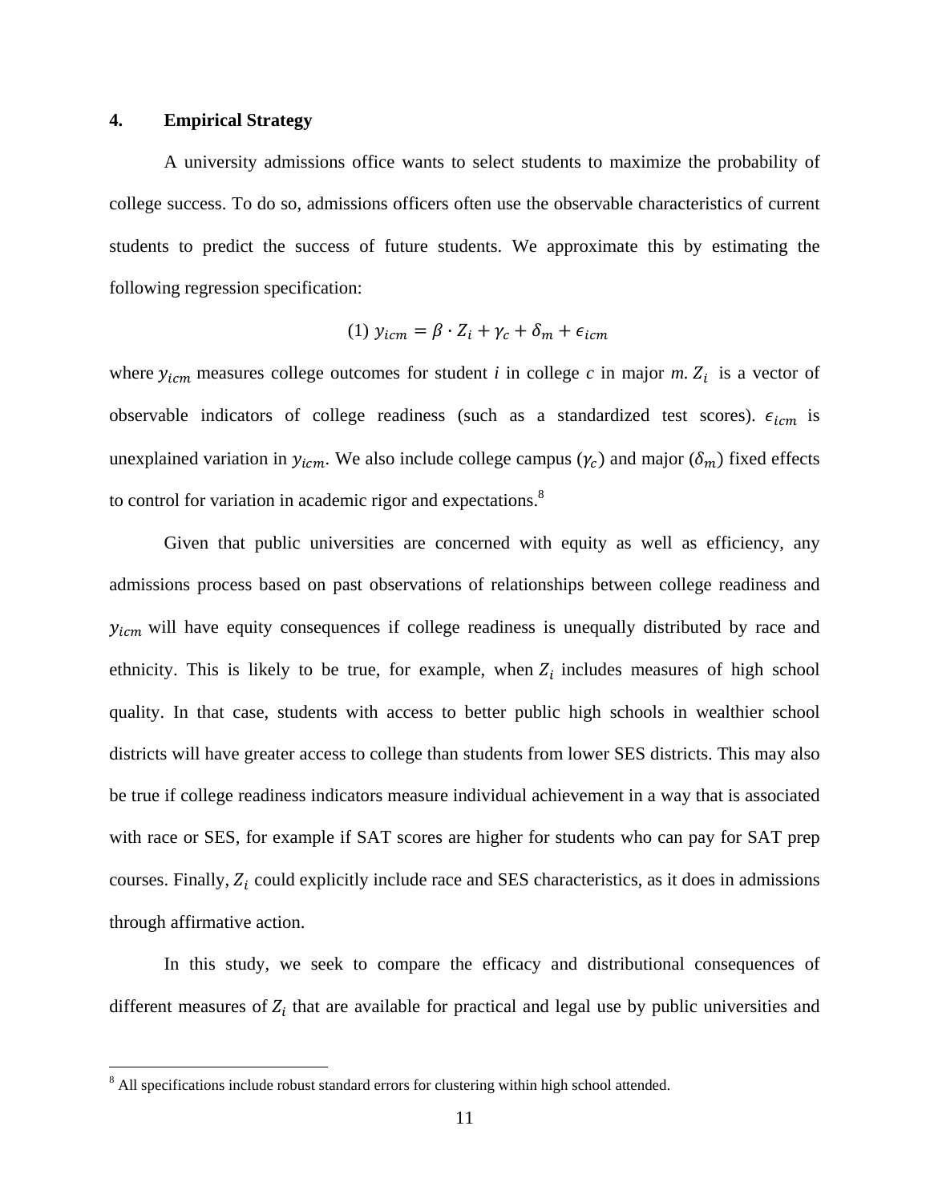## 4. Empirical Strategy

A university admissions office wants to select students to maximize the probability of college success. To do so, admissions officers often use the observable characteristics of current students to predict the success of future students. We approximate this by estimating the following regression specification:

$$(1)\ y_{icm} = \beta \cdot Z_i + \gamma_c + \delta_m + \epsilon_{icm}$$

where $y_{icm}$ measures college outcomes for student *i* in college *c* in major *m*. $Z_i$ is a vector of observable indicators of college readiness (such as a standardized test scores). $\epsilon_{icm}$ is unexplained variation in $y_{icm}$. We also include college campus ($\gamma_c$) and major ($\delta_m$) fixed effects to control for variation in academic rigor and expectations.[8]

Given that public universities are concerned with equity as well as efficiency, any admissions process based on past observations of relationships between college readiness and $y_{icm}$ will have equity consequences if college readiness is unequally distributed by race and ethnicity. This is likely to be true, for example, when $Z_i$ includes measures of high school quality. In that case, students with access to better public high schools in wealthier school districts will have greater access to college than students from lower SES districts. This may also be true if college readiness indicators measure individual achievement in a way that is associated with race or SES, for example if SAT scores are higher for students who can pay for SAT prep courses. Finally, $Z_i$ could explicitly include race and SES characteristics, as it does in admissions through affirmative action.

In this study, we seek to compare the efficacy and distributional consequences of different measures of $Z_i$ that are available for practical and legal use by public universities and

[8] All specifications include robust standard errors for clustering within high school attended.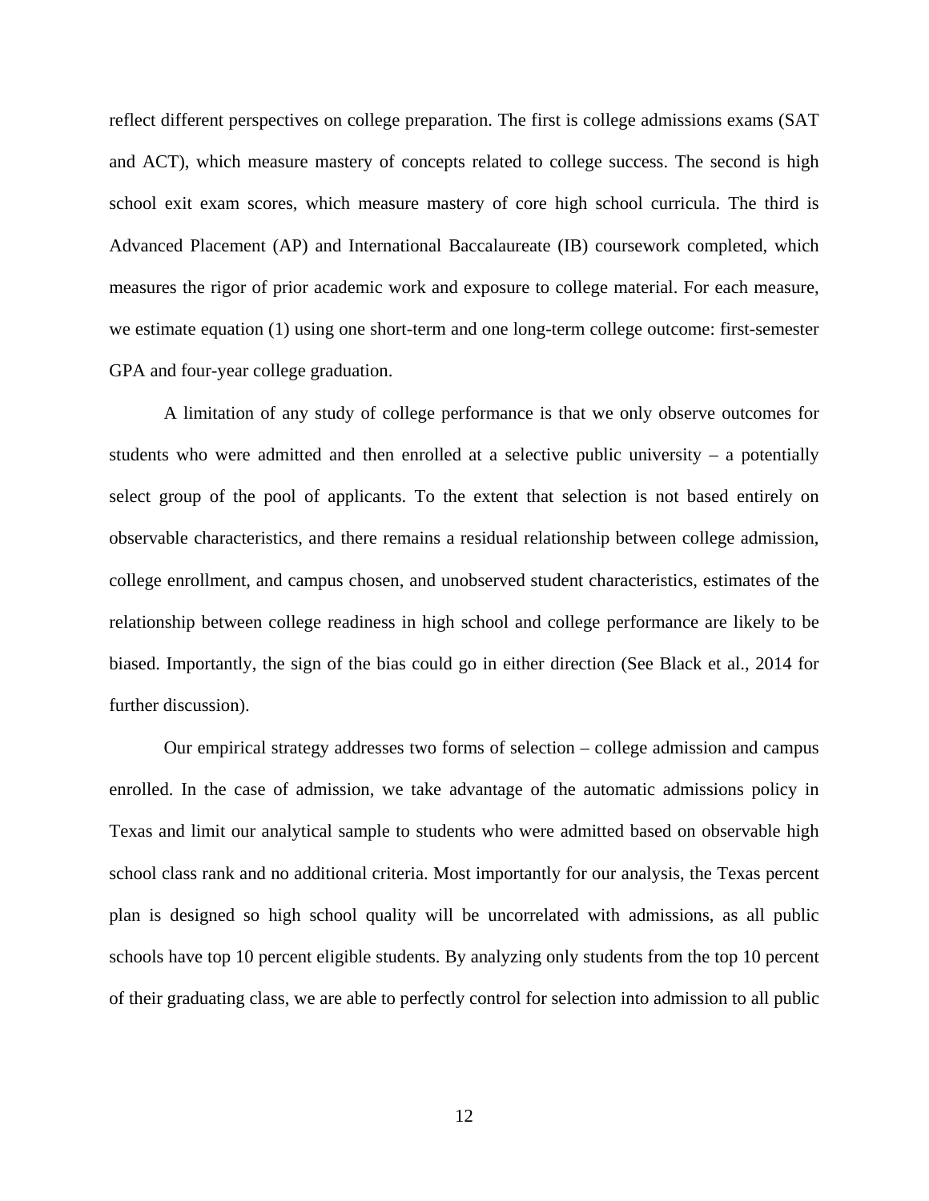reflect different perspectives on college preparation. The first is college admissions exams (SAT and ACT), which measure mastery of concepts related to college success. The second is high school exit exam scores, which measure mastery of core high school curricula. The third is Advanced Placement (AP) and International Baccalaureate (IB) coursework completed, which measures the rigor of prior academic work and exposure to college material. For each measure, we estimate equation (1) using one short-term and one long-term college outcome: first-semester GPA and four-year college graduation.

A limitation of any study of college performance is that we only observe outcomes for students who were admitted and then enrolled at a selective public university – a potentially select group of the pool of applicants. To the extent that selection is not based entirely on observable characteristics, and there remains a residual relationship between college admission, college enrollment, and campus chosen, and unobserved student characteristics, estimates of the relationship between college readiness in high school and college performance are likely to be biased. Importantly, the sign of the bias could go in either direction (See Black et al., 2014 for further discussion).

Our empirical strategy addresses two forms of selection – college admission and campus enrolled. In the case of admission, we take advantage of the automatic admissions policy in Texas and limit our analytical sample to students who were admitted based on observable high school class rank and no additional criteria. Most importantly for our analysis, the Texas percent plan is designed so high school quality will be uncorrelated with admissions, as all public schools have top 10 percent eligible students. By analyzing only students from the top 10 percent of their graduating class, we are able to perfectly control for selection into admission to all public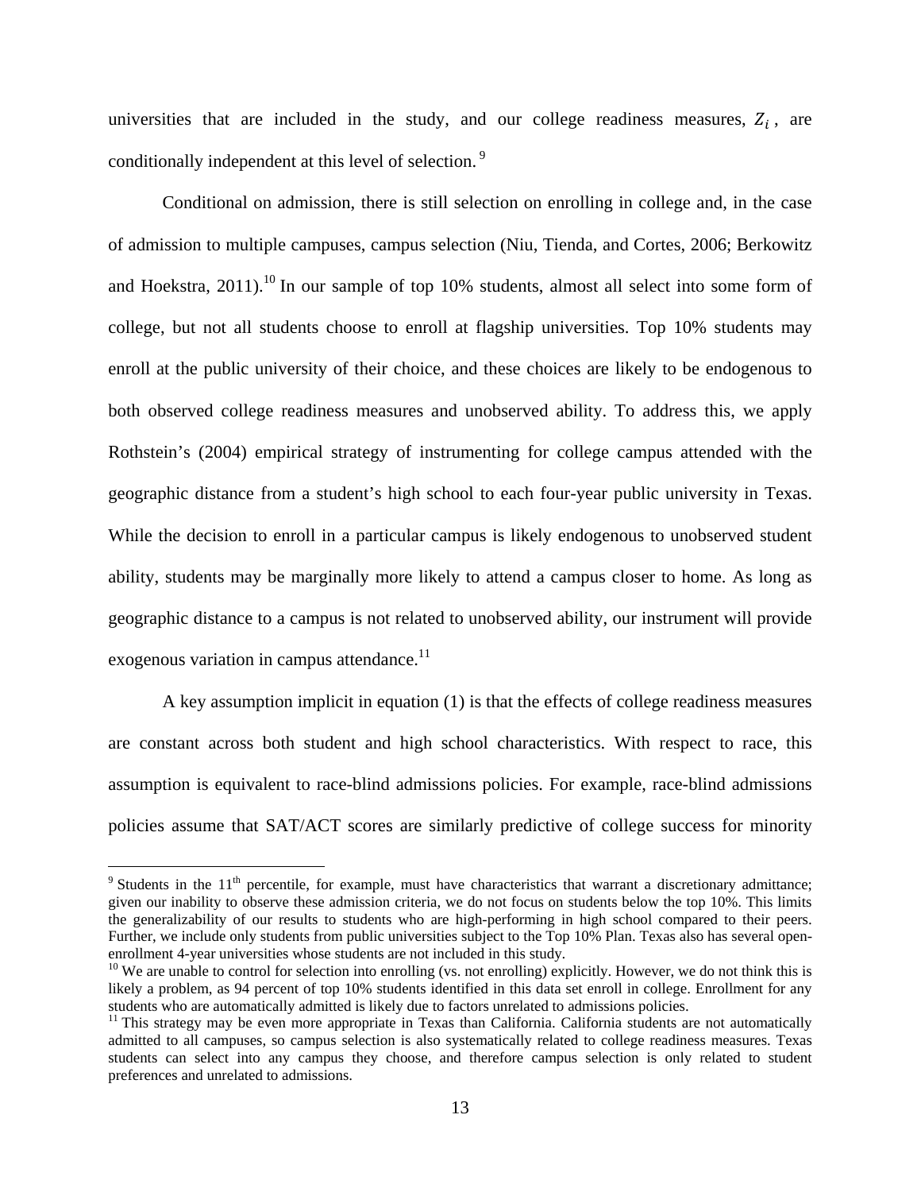universities that are included in the study, and our college readiness measures, $Z_i$, are conditionally independent at this level of selection.[9]

Conditional on admission, there is still selection on enrolling in college and, in the case of admission to multiple campuses, campus selection (Niu, Tienda, and Cortes, 2006; Berkowitz and Hoekstra, 2011).[10] In our sample of top 10% students, almost all select into some form of college, but not all students choose to enroll at flagship universities. Top 10% students may enroll at the public university of their choice, and these choices are likely to be endogenous to both observed college readiness measures and unobserved ability. To address this, we apply Rothstein's (2004) empirical strategy of instrumenting for college campus attended with the geographic distance from a student's high school to each four-year public university in Texas. While the decision to enroll in a particular campus is likely endogenous to unobserved student ability, students may be marginally more likely to attend a campus closer to home. As long as geographic distance to a campus is not related to unobserved ability, our instrument will provide exogenous variation in campus attendance.[11]

A key assumption implicit in equation (1) is that the effects of college readiness measures are constant across both student and high school characteristics. With respect to race, this assumption is equivalent to race-blind admissions policies. For example, race-blind admissions policies assume that SAT/ACT scores are similarly predictive of college success for minority

---

[9] Students in the 11th percentile, for example, must have characteristics that warrant a discretionary admittance; given our inability to observe these admission criteria, we do not focus on students below the top 10%. This limits the generalizability of our results to students who are high-performing in high school compared to their peers. Further, we include only students from public universities subject to the Top 10% Plan. Texas also has several open-enrollment 4-year universities whose students are not included in this study.

[10] We are unable to control for selection into enrolling (vs. not enrolling) explicitly. However, we do not think this is likely a problem, as 94 percent of top 10% students identified in this data set enroll in college. Enrollment for any students who are automatically admitted is likely due to factors unrelated to admissions policies.

[11] This strategy may be even more appropriate in Texas than California. California students are not automatically admitted to all campuses, so campus selection is also systematically related to college readiness measures. Texas students can select into any campus they choose, and therefore campus selection is only related to student preferences and unrelated to admissions.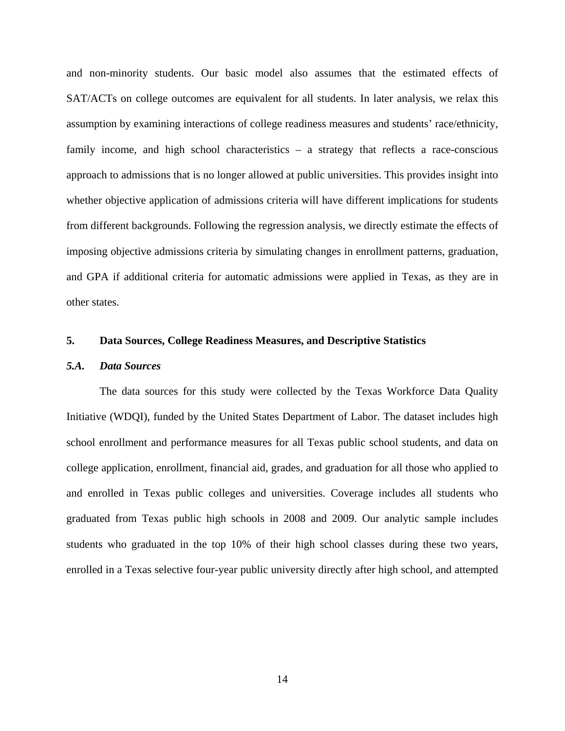and non-minority students. Our basic model also assumes that the estimated effects of SAT/ACTs on college outcomes are equivalent for all students. In later analysis, we relax this assumption by examining interactions of college readiness measures and students' race/ethnicity, family income, and high school characteristics – a strategy that reflects a race-conscious approach to admissions that is no longer allowed at public universities. This provides insight into whether objective application of admissions criteria will have different implications for students from different backgrounds. Following the regression analysis, we directly estimate the effects of imposing objective admissions criteria by simulating changes in enrollment patterns, graduation, and GPA if additional criteria for automatic admissions were applied in Texas, as they are in other states.

## 5. Data Sources, College Readiness Measures, and Descriptive Statistics

### *5.A. Data Sources*

The data sources for this study were collected by the Texas Workforce Data Quality Initiative (WDQI), funded by the United States Department of Labor. The dataset includes high school enrollment and performance measures for all Texas public school students, and data on college application, enrollment, financial aid, grades, and graduation for all those who applied to and enrolled in Texas public colleges and universities. Coverage includes all students who graduated from Texas public high schools in 2008 and 2009. Our analytic sample includes students who graduated in the top 10% of their high school classes during these two years, enrolled in a Texas selective four-year public university directly after high school, and attempted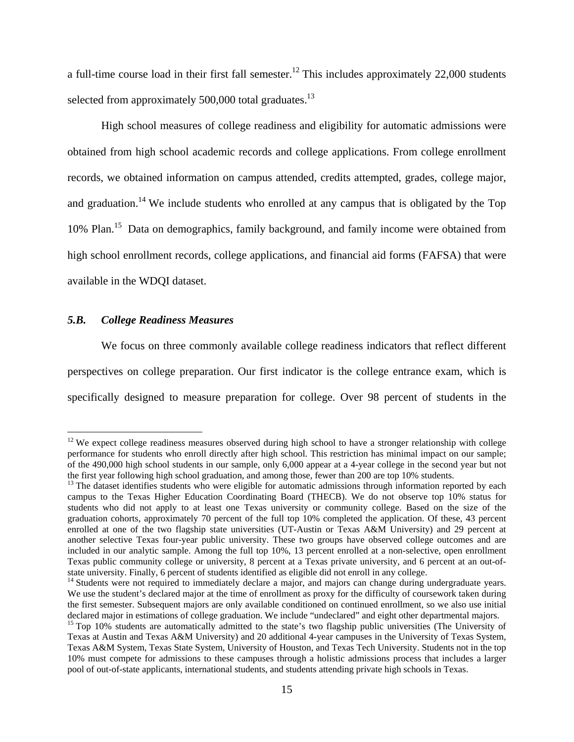a full-time course load in their first fall semester.[12] This includes approximately 22,000 students selected from approximately 500,000 total graduates.[13]

High school measures of college readiness and eligibility for automatic admissions were obtained from high school academic records and college applications. From college enrollment records, we obtained information on campus attended, credits attempted, grades, college major, and graduation.[14] We include students who enrolled at any campus that is obligated by the Top 10% Plan.[15] Data on demographics, family background, and family income were obtained from high school enrollment records, college applications, and financial aid forms (FAFSA) that were available in the WDQI dataset.

### *5.B. College Readiness Measures*

We focus on three commonly available college readiness indicators that reflect different perspectives on college preparation. Our first indicator is the college entrance exam, which is specifically designed to measure preparation for college. Over 98 percent of students in the

---

[12] We expect college readiness measures observed during high school to have a stronger relationship with college performance for students who enroll directly after high school. This restriction has minimal impact on our sample; of the 490,000 high school students in our sample, only 6,000 appear at a 4-year college in the second year but not the first year following high school graduation, and among those, fewer than 200 are top 10% students.

[13] The dataset identifies students who were eligible for automatic admissions through information reported by each campus to the Texas Higher Education Coordinating Board (THECB). We do not observe top 10% status for students who did not apply to at least one Texas university or community college. Based on the size of the graduation cohorts, approximately 70 percent of the full top 10% completed the application. Of these, 43 percent enrolled at one of the two flagship state universities (UT-Austin or Texas A&M University) and 29 percent at another selective Texas four-year public university. These two groups have observed college outcomes and are included in our analytic sample. Among the full top 10%, 13 percent enrolled at a non-selective, open enrollment Texas public community college or university, 8 percent at a Texas private university, and 6 percent at an out-of-state university. Finally, 6 percent of students identified as eligible did not enroll in any college.

[14] Students were not required to immediately declare a major, and majors can change during undergraduate years. We use the student's declared major at the time of enrollment as proxy for the difficulty of coursework taken during the first semester. Subsequent majors are only available conditioned on continued enrollment, so we also use initial declared major in estimations of college graduation. We include "undeclared" and eight other departmental majors.

[15] Top 10% students are automatically admitted to the state's two flagship public universities (The University of Texas at Austin and Texas A&M University) and 20 additional 4-year campuses in the University of Texas System, Texas A&M System, Texas State System, University of Houston, and Texas Tech University. Students not in the top 10% must compete for admissions to these campuses through a holistic admissions process that includes a larger pool of out-of-state applicants, international students, and students attending private high schools in Texas.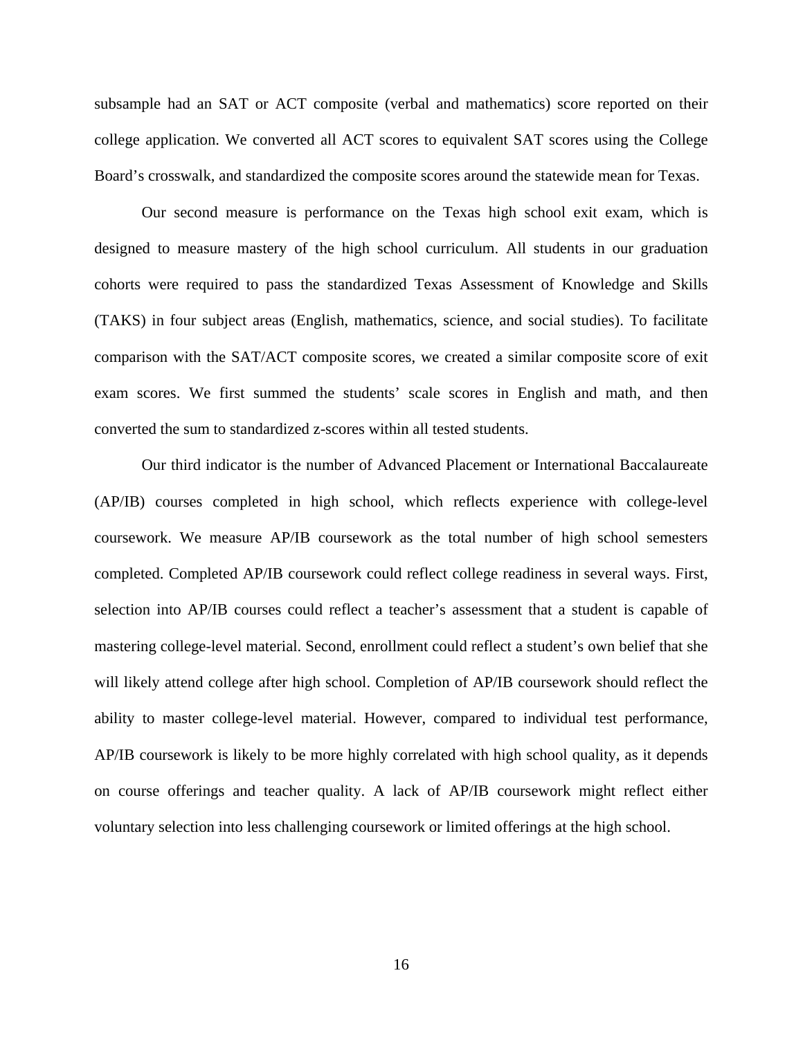subsample had an SAT or ACT composite (verbal and mathematics) score reported on their college application. We converted all ACT scores to equivalent SAT scores using the College Board's crosswalk, and standardized the composite scores around the statewide mean for Texas.

Our second measure is performance on the Texas high school exit exam, which is designed to measure mastery of the high school curriculum. All students in our graduation cohorts were required to pass the standardized Texas Assessment of Knowledge and Skills (TAKS) in four subject areas (English, mathematics, science, and social studies). To facilitate comparison with the SAT/ACT composite scores, we created a similar composite score of exit exam scores. We first summed the students' scale scores in English and math, and then converted the sum to standardized z-scores within all tested students.

Our third indicator is the number of Advanced Placement or International Baccalaureate (AP/IB) courses completed in high school, which reflects experience with college-level coursework. We measure AP/IB coursework as the total number of high school semesters completed. Completed AP/IB coursework could reflect college readiness in several ways. First, selection into AP/IB courses could reflect a teacher's assessment that a student is capable of mastering college-level material. Second, enrollment could reflect a student's own belief that she will likely attend college after high school. Completion of AP/IB coursework should reflect the ability to master college-level material. However, compared to individual test performance, AP/IB coursework is likely to be more highly correlated with high school quality, as it depends on course offerings and teacher quality. A lack of AP/IB coursework might reflect either voluntary selection into less challenging coursework or limited offerings at the high school.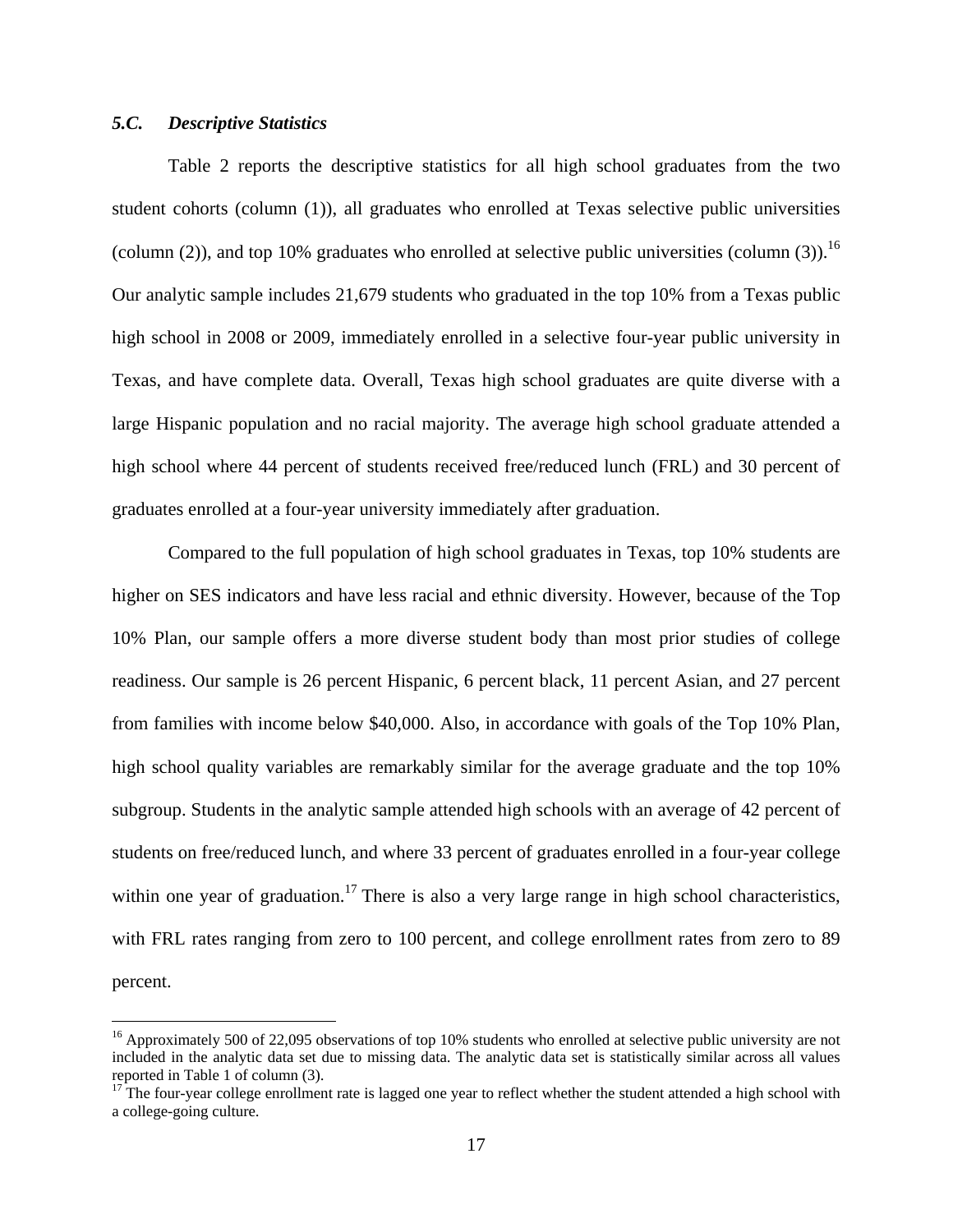### *5.C. Descriptive Statistics*

Table 2 reports the descriptive statistics for all high school graduates from the two student cohorts (column (1)), all graduates who enrolled at Texas selective public universities (column (2)), and top 10% graduates who enrolled at selective public universities (column (3)).[16] Our analytic sample includes 21,679 students who graduated in the top 10% from a Texas public high school in 2008 or 2009, immediately enrolled in a selective four-year public university in Texas, and have complete data. Overall, Texas high school graduates are quite diverse with a large Hispanic population and no racial majority. The average high school graduate attended a high school where 44 percent of students received free/reduced lunch (FRL) and 30 percent of graduates enrolled at a four-year university immediately after graduation.

Compared to the full population of high school graduates in Texas, top 10% students are higher on SES indicators and have less racial and ethnic diversity. However, because of the Top 10% Plan, our sample offers a more diverse student body than most prior studies of college readiness. Our sample is 26 percent Hispanic, 6 percent black, 11 percent Asian, and 27 percent from families with income below $40,000. Also, in accordance with goals of the Top 10% Plan, high school quality variables are remarkably similar for the average graduate and the top 10% subgroup. Students in the analytic sample attended high schools with an average of 42 percent of students on free/reduced lunch, and where 33 percent of graduates enrolled in a four-year college within one year of graduation.[17] There is also a very large range in high school characteristics, with FRL rates ranging from zero to 100 percent, and college enrollment rates from zero to 89 percent.

---

[16] Approximately 500 of 22,095 observations of top 10% students who enrolled at selective public university are not included in the analytic data set due to missing data. The analytic data set is statistically similar across all values reported in Table 1 of column (3).

[17] The four-year college enrollment rate is lagged one year to reflect whether the student attended a high school with a college-going culture.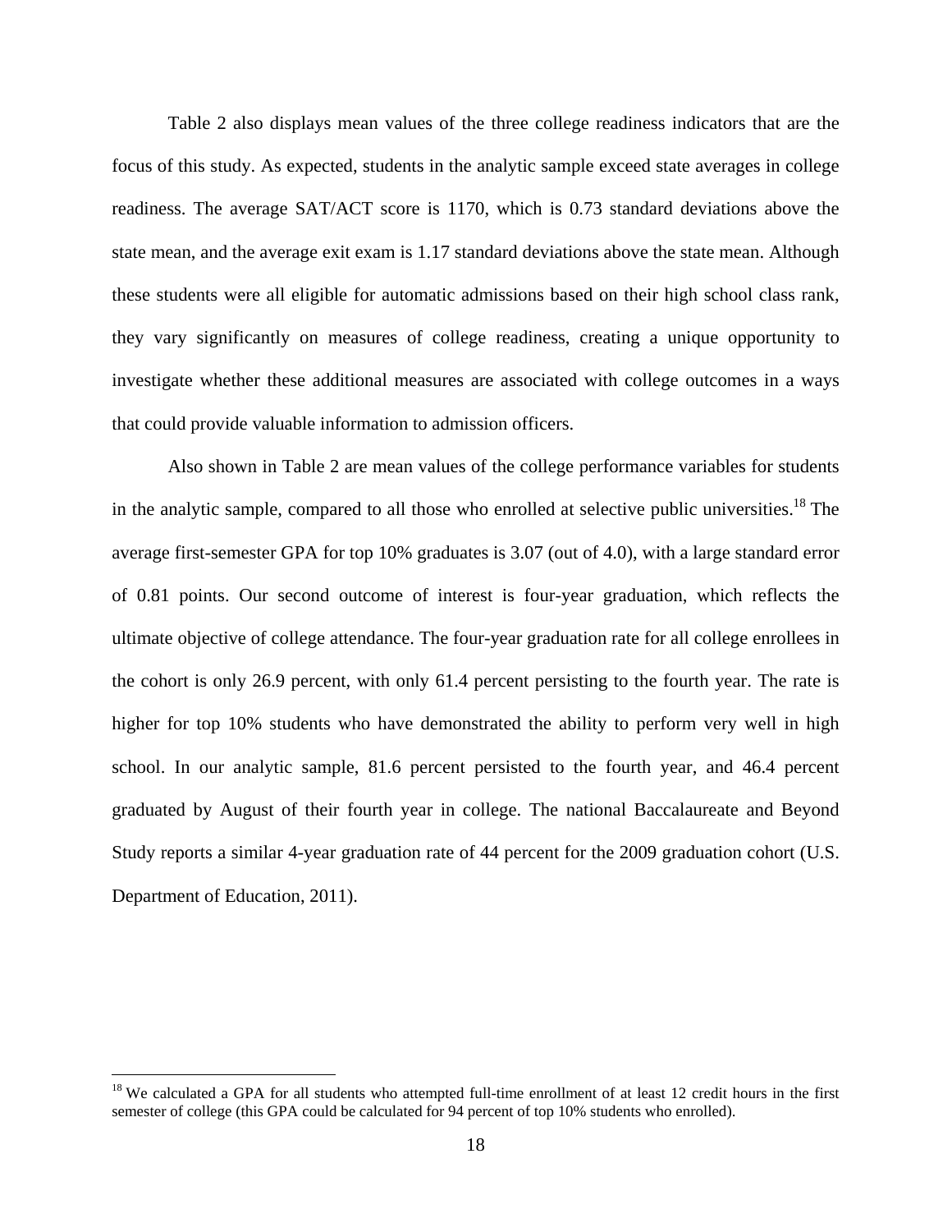Table 2 also displays mean values of the three college readiness indicators that are the focus of this study. As expected, students in the analytic sample exceed state averages in college readiness. The average SAT/ACT score is 1170, which is 0.73 standard deviations above the state mean, and the average exit exam is 1.17 standard deviations above the state mean. Although these students were all eligible for automatic admissions based on their high school class rank, they vary significantly on measures of college readiness, creating a unique opportunity to investigate whether these additional measures are associated with college outcomes in a ways that could provide valuable information to admission officers.

Also shown in Table 2 are mean values of the college performance variables for students in the analytic sample, compared to all those who enrolled at selective public universities.[18] The average first-semester GPA for top 10% graduates is 3.07 (out of 4.0), with a large standard error of 0.81 points. Our second outcome of interest is four-year graduation, which reflects the ultimate objective of college attendance. The four-year graduation rate for all college enrollees in the cohort is only 26.9 percent, with only 61.4 percent persisting to the fourth year. The rate is higher for top 10% students who have demonstrated the ability to perform very well in high school. In our analytic sample, 81.6 percent persisted to the fourth year, and 46.4 percent graduated by August of their fourth year in college. The national Baccalaureate and Beyond Study reports a similar 4-year graduation rate of 44 percent for the 2009 graduation cohort (U.S. Department of Education, 2011).

[18] We calculated a GPA for all students who attempted full-time enrollment of at least 12 credit hours in the first semester of college (this GPA could be calculated for 94 percent of top 10% students who enrolled).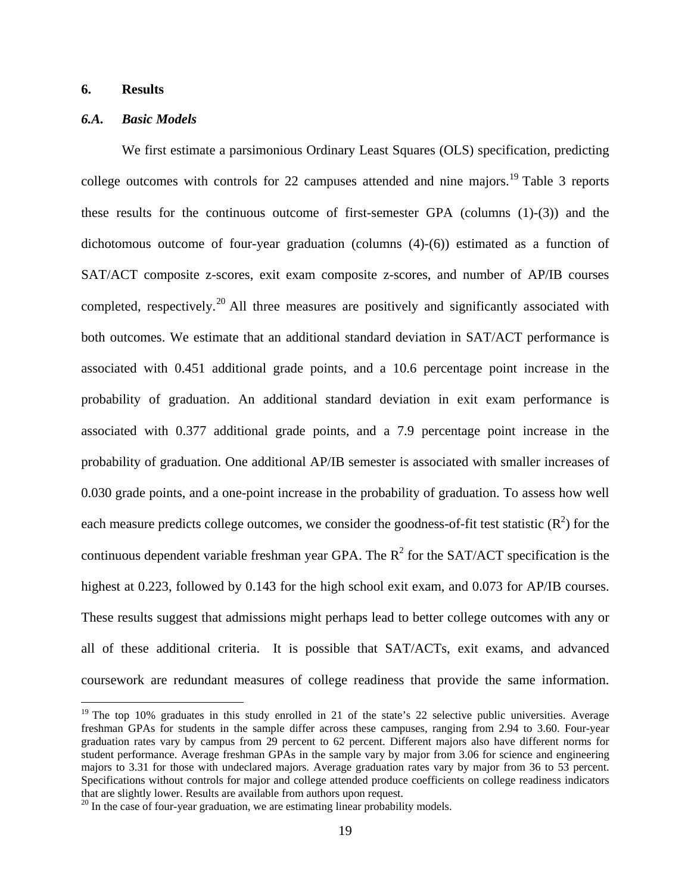## 6. Results

### *6.A. Basic Models*

We first estimate a parsimonious Ordinary Least Squares (OLS) specification, predicting college outcomes with controls for 22 campuses attended and nine majors.[19] Table 3 reports these results for the continuous outcome of first-semester GPA (columns (1)-(3)) and the dichotomous outcome of four-year graduation (columns (4)-(6)) estimated as a function of SAT/ACT composite z-scores, exit exam composite z-scores, and number of AP/IB courses completed, respectively.[20] All three measures are positively and significantly associated with both outcomes. We estimate that an additional standard deviation in SAT/ACT performance is associated with 0.451 additional grade points, and a 10.6 percentage point increase in the probability of graduation. An additional standard deviation in exit exam performance is associated with 0.377 additional grade points, and a 7.9 percentage point increase in the probability of graduation. One additional AP/IB semester is associated with smaller increases of 0.030 grade points, and a one-point increase in the probability of graduation. To assess how well each measure predicts college outcomes, we consider the goodness-of-fit test statistic ($R^2$) for the continuous dependent variable freshman year GPA. The $R^2$ for the SAT/ACT specification is the highest at 0.223, followed by 0.143 for the high school exit exam, and 0.073 for AP/IB courses. These results suggest that admissions might perhaps lead to better college outcomes with any or all of these additional criteria. It is possible that SAT/ACTs, exit exams, and advanced coursework are redundant measures of college readiness that provide the same information.

---

[19] The top 10% graduates in this study enrolled in 21 of the state's 22 selective public universities. Average freshman GPAs for students in the sample differ across these campuses, ranging from 2.94 to 3.60. Four-year graduation rates vary by campus from 29 percent to 62 percent. Different majors also have different norms for student performance. Average freshman GPAs in the sample vary by major from 3.06 for science and engineering majors to 3.31 for those with undeclared majors. Average graduation rates vary by major from 36 to 53 percent. Specifications without controls for major and college attended produce coefficients on college readiness indicators that are slightly lower. Results are available from authors upon request.

[20] In the case of four-year graduation, we are estimating linear probability models.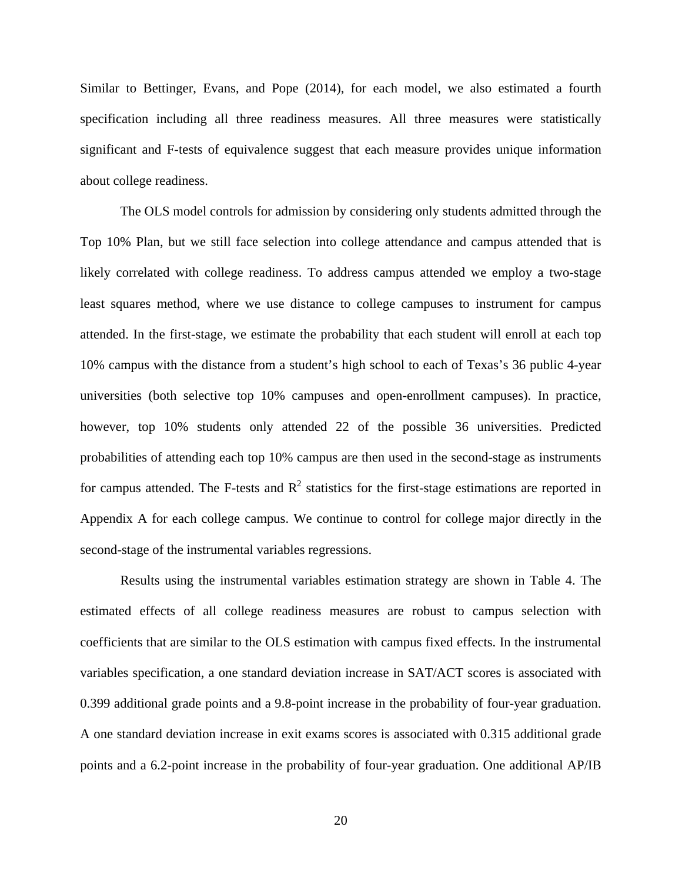Similar to Bettinger, Evans, and Pope (2014), for each model, we also estimated a fourth specification including all three readiness measures. All three measures were statistically significant and F-tests of equivalence suggest that each measure provides unique information about college readiness.

The OLS model controls for admission by considering only students admitted through the Top 10% Plan, but we still face selection into college attendance and campus attended that is likely correlated with college readiness. To address campus attended we employ a two-stage least squares method, where we use distance to college campuses to instrument for campus attended. In the first-stage, we estimate the probability that each student will enroll at each top 10% campus with the distance from a student's high school to each of Texas's 36 public 4-year universities (both selective top 10% campuses and open-enrollment campuses). In practice, however, top 10% students only attended 22 of the possible 36 universities. Predicted probabilities of attending each top 10% campus are then used in the second-stage as instruments for campus attended. The F-tests and $R^2$ statistics for the first-stage estimations are reported in Appendix A for each college campus. We continue to control for college major directly in the second-stage of the instrumental variables regressions.

Results using the instrumental variables estimation strategy are shown in Table 4. The estimated effects of all college readiness measures are robust to campus selection with coefficients that are similar to the OLS estimation with campus fixed effects. In the instrumental variables specification, a one standard deviation increase in SAT/ACT scores is associated with 0.399 additional grade points and a 9.8-point increase in the probability of four-year graduation. A one standard deviation increase in exit exams scores is associated with 0.315 additional grade points and a 6.2-point increase in the probability of four-year graduation. One additional AP/IB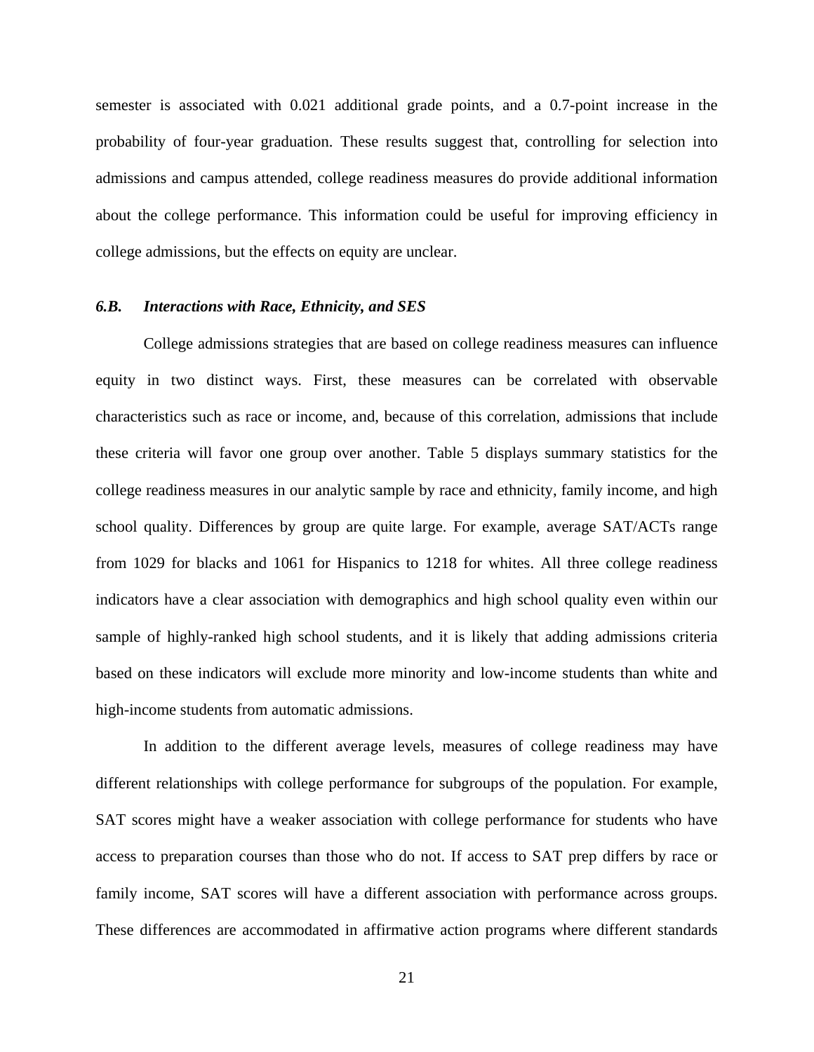semester is associated with 0.021 additional grade points, and a 0.7-point increase in the probability of four-year graduation. These results suggest that, controlling for selection into admissions and campus attended, college readiness measures do provide additional information about the college performance. This information could be useful for improving efficiency in college admissions, but the effects on equity are unclear.

### *6.B. Interactions with Race, Ethnicity, and SES*

College admissions strategies that are based on college readiness measures can influence equity in two distinct ways. First, these measures can be correlated with observable characteristics such as race or income, and, because of this correlation, admissions that include these criteria will favor one group over another. Table 5 displays summary statistics for the college readiness measures in our analytic sample by race and ethnicity, family income, and high school quality. Differences by group are quite large. For example, average SAT/ACTs range from 1029 for blacks and 1061 for Hispanics to 1218 for whites. All three college readiness indicators have a clear association with demographics and high school quality even within our sample of highly-ranked high school students, and it is likely that adding admissions criteria based on these indicators will exclude more minority and low-income students than white and high-income students from automatic admissions.

In addition to the different average levels, measures of college readiness may have different relationships with college performance for subgroups of the population. For example, SAT scores might have a weaker association with college performance for students who have access to preparation courses than those who do not. If access to SAT prep differs by race or family income, SAT scores will have a different association with performance across groups. These differences are accommodated in affirmative action programs where different standards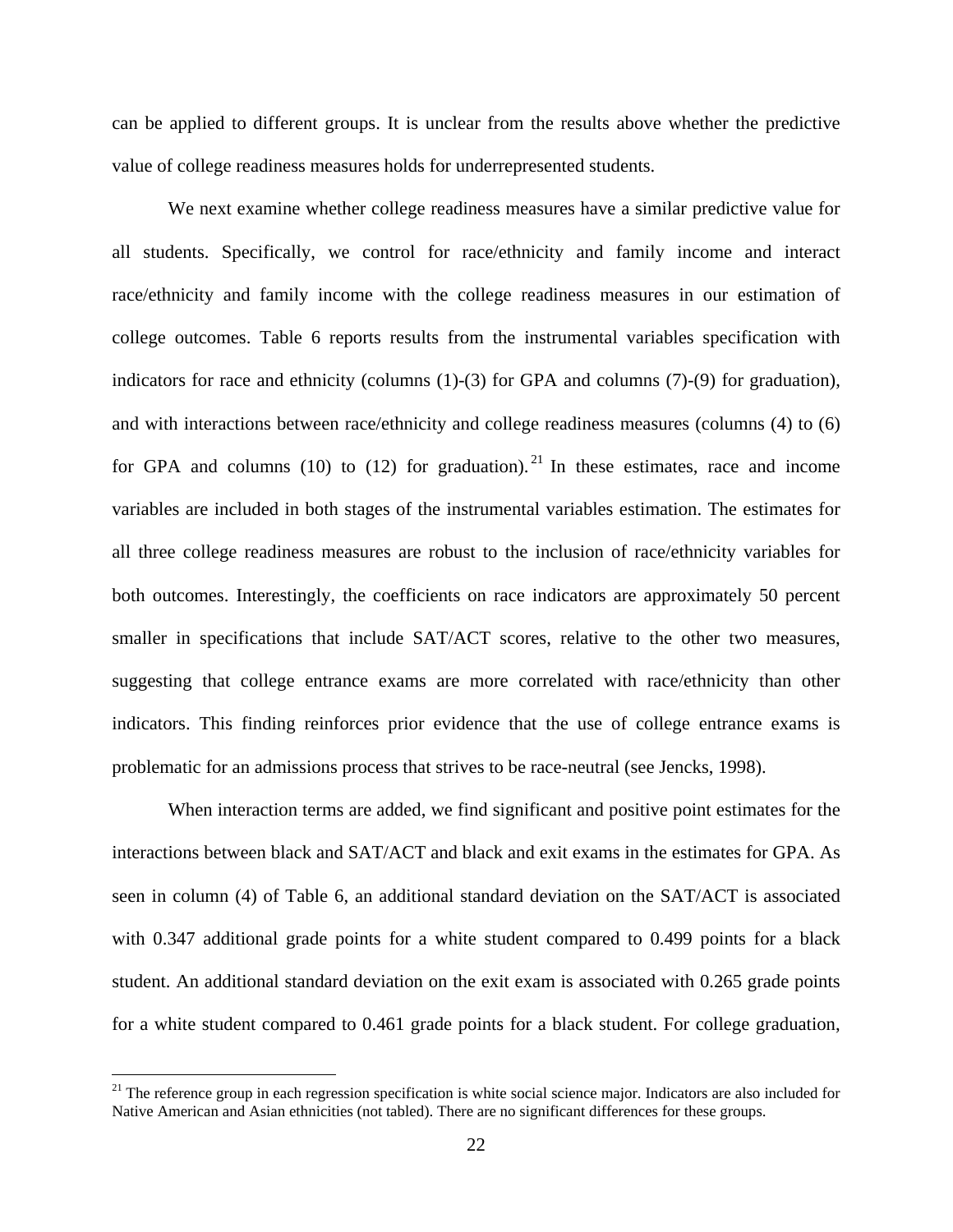can be applied to different groups. It is unclear from the results above whether the predictive value of college readiness measures holds for underrepresented students.

We next examine whether college readiness measures have a similar predictive value for all students. Specifically, we control for race/ethnicity and family income and interact race/ethnicity and family income with the college readiness measures in our estimation of college outcomes. Table 6 reports results from the instrumental variables specification with indicators for race and ethnicity (columns (1)-(3) for GPA and columns (7)-(9) for graduation), and with interactions between race/ethnicity and college readiness measures (columns (4) to (6) for GPA and columns (10) to (12) for graduation).[21] In these estimates, race and income variables are included in both stages of the instrumental variables estimation. The estimates for all three college readiness measures are robust to the inclusion of race/ethnicity variables for both outcomes. Interestingly, the coefficients on race indicators are approximately 50 percent smaller in specifications that include SAT/ACT scores, relative to the other two measures, suggesting that college entrance exams are more correlated with race/ethnicity than other indicators. This finding reinforces prior evidence that the use of college entrance exams is problematic for an admissions process that strives to be race-neutral (see Jencks, 1998).

When interaction terms are added, we find significant and positive point estimates for the interactions between black and SAT/ACT and black and exit exams in the estimates for GPA. As seen in column (4) of Table 6, an additional standard deviation on the SAT/ACT is associated with 0.347 additional grade points for a white student compared to 0.499 points for a black student. An additional standard deviation on the exit exam is associated with 0.265 grade points for a white student compared to 0.461 grade points for a black student. For college graduation,

[21] The reference group in each regression specification is white social science major. Indicators are also included for Native American and Asian ethnicities (not tabled). There are no significant differences for these groups.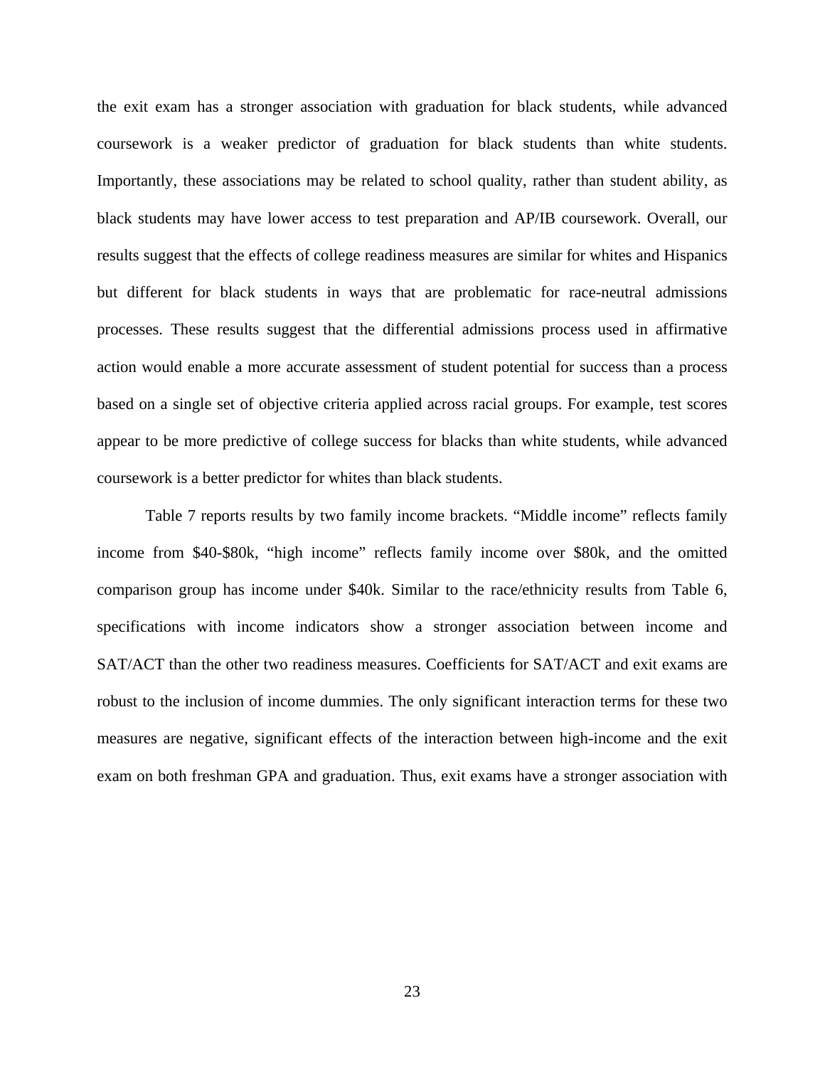the exit exam has a stronger association with graduation for black students, while advanced coursework is a weaker predictor of graduation for black students than white students. Importantly, these associations may be related to school quality, rather than student ability, as black students may have lower access to test preparation and AP/IB coursework. Overall, our results suggest that the effects of college readiness measures are similar for whites and Hispanics but different for black students in ways that are problematic for race-neutral admissions processes. These results suggest that the differential admissions process used in affirmative action would enable a more accurate assessment of student potential for success than a process based on a single set of objective criteria applied across racial groups. For example, test scores appear to be more predictive of college success for blacks than white students, while advanced coursework is a better predictor for whites than black students.

Table 7 reports results by two family income brackets. "Middle income" reflects family income from $40-$80k, "high income" reflects family income over $80k, and the omitted comparison group has income under $40k. Similar to the race/ethnicity results from Table 6, specifications with income indicators show a stronger association between income and SAT/ACT than the other two readiness measures. Coefficients for SAT/ACT and exit exams are robust to the inclusion of income dummies. The only significant interaction terms for these two measures are negative, significant effects of the interaction between high-income and the exit exam on both freshman GPA and graduation. Thus, exit exams have a stronger association with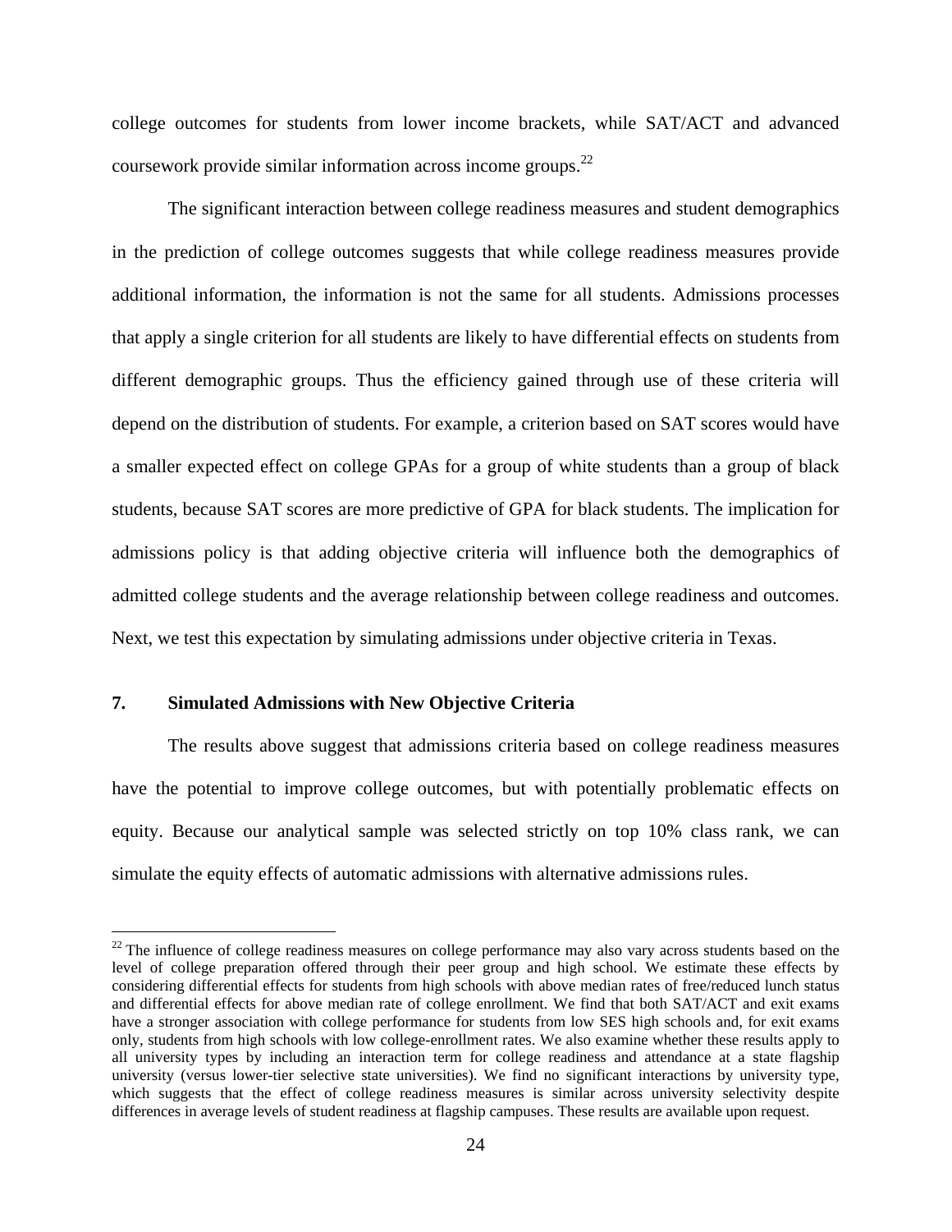college outcomes for students from lower income brackets, while SAT/ACT and advanced coursework provide similar information across income groups.[22]

The significant interaction between college readiness measures and student demographics in the prediction of college outcomes suggests that while college readiness measures provide additional information, the information is not the same for all students. Admissions processes that apply a single criterion for all students are likely to have differential effects on students from different demographic groups. Thus the efficiency gained through use of these criteria will depend on the distribution of students. For example, a criterion based on SAT scores would have a smaller expected effect on college GPAs for a group of white students than a group of black students, because SAT scores are more predictive of GPA for black students. The implication for admissions policy is that adding objective criteria will influence both the demographics of admitted college students and the average relationship between college readiness and outcomes. Next, we test this expectation by simulating admissions under objective criteria in Texas.

## 7. Simulated Admissions with New Objective Criteria

The results above suggest that admissions criteria based on college readiness measures have the potential to improve college outcomes, but with potentially problematic effects on equity. Because our analytical sample was selected strictly on top 10% class rank, we can simulate the equity effects of automatic admissions with alternative admissions rules.

[22] The influence of college readiness measures on college performance may also vary across students based on the level of college preparation offered through their peer group and high school. We estimate these effects by considering differential effects for students from high schools with above median rates of free/reduced lunch status and differential effects for above median rate of college enrollment. We find that both SAT/ACT and exit exams have a stronger association with college performance for students from low SES high schools and, for exit exams only, students from high schools with low college-enrollment rates. We also examine whether these results apply to all university types by including an interaction term for college readiness and attendance at a state flagship university (versus lower-tier selective state universities). We find no significant interactions by university type, which suggests that the effect of college readiness measures is similar across university selectivity despite differences in average levels of student readiness at flagship campuses. These results are available upon request.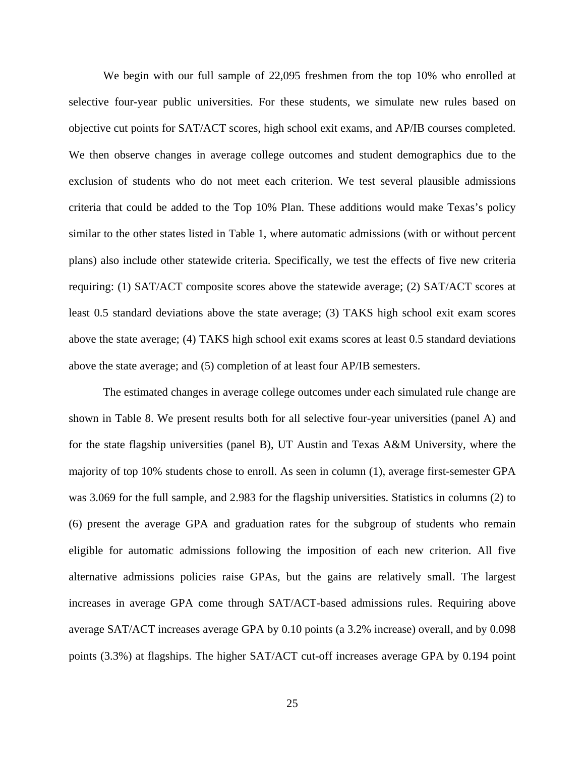We begin with our full sample of 22,095 freshmen from the top 10% who enrolled at selective four-year public universities. For these students, we simulate new rules based on objective cut points for SAT/ACT scores, high school exit exams, and AP/IB courses completed. We then observe changes in average college outcomes and student demographics due to the exclusion of students who do not meet each criterion. We test several plausible admissions criteria that could be added to the Top 10% Plan. These additions would make Texas's policy similar to the other states listed in Table 1, where automatic admissions (with or without percent plans) also include other statewide criteria. Specifically, we test the effects of five new criteria requiring: (1) SAT/ACT composite scores above the statewide average; (2) SAT/ACT scores at least 0.5 standard deviations above the state average; (3) TAKS high school exit exam scores above the state average; (4) TAKS high school exit exams scores at least 0.5 standard deviations above the state average; and (5) completion of at least four AP/IB semesters.

The estimated changes in average college outcomes under each simulated rule change are shown in Table 8. We present results both for all selective four-year universities (panel A) and for the state flagship universities (panel B), UT Austin and Texas A&M University, where the majority of top 10% students chose to enroll. As seen in column (1), average first-semester GPA was 3.069 for the full sample, and 2.983 for the flagship universities. Statistics in columns (2) to (6) present the average GPA and graduation rates for the subgroup of students who remain eligible for automatic admissions following the imposition of each new criterion. All five alternative admissions policies raise GPAs, but the gains are relatively small. The largest increases in average GPA come through SAT/ACT-based admissions rules. Requiring above average SAT/ACT increases average GPA by 0.10 points (a 3.2% increase) overall, and by 0.098 points (3.3%) at flagships. The higher SAT/ACT cut-off increases average GPA by 0.194 point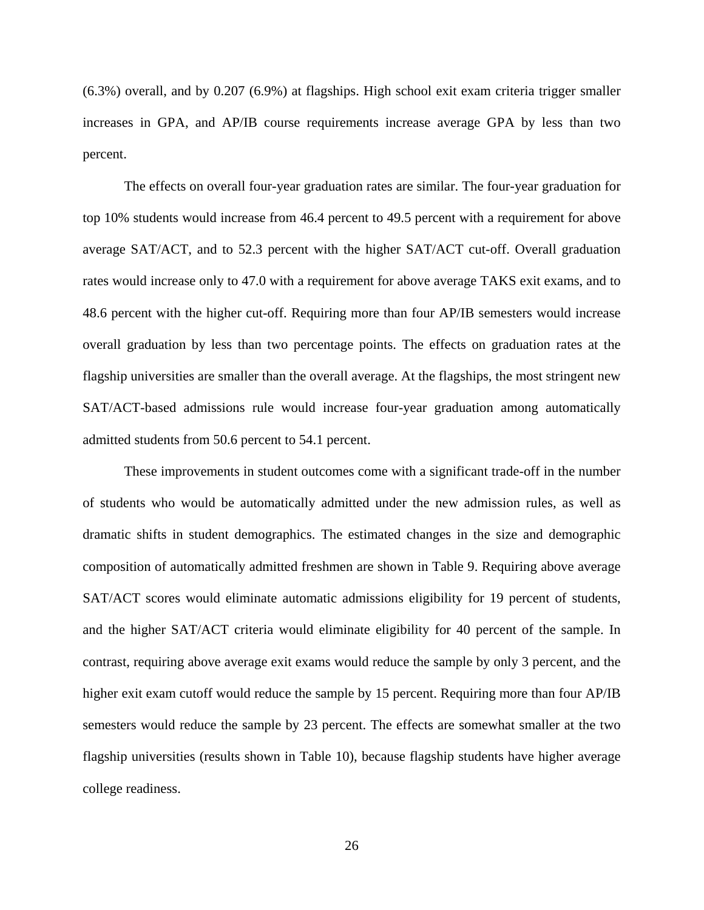(6.3%) overall, and by 0.207 (6.9%) at flagships. High school exit exam criteria trigger smaller increases in GPA, and AP/IB course requirements increase average GPA by less than two percent.

The effects on overall four-year graduation rates are similar. The four-year graduation for top 10% students would increase from 46.4 percent to 49.5 percent with a requirement for above average SAT/ACT, and to 52.3 percent with the higher SAT/ACT cut-off. Overall graduation rates would increase only to 47.0 with a requirement for above average TAKS exit exams, and to 48.6 percent with the higher cut-off. Requiring more than four AP/IB semesters would increase overall graduation by less than two percentage points. The effects on graduation rates at the flagship universities are smaller than the overall average. At the flagships, the most stringent new SAT/ACT-based admissions rule would increase four-year graduation among automatically admitted students from 50.6 percent to 54.1 percent.

These improvements in student outcomes come with a significant trade-off in the number of students who would be automatically admitted under the new admission rules, as well as dramatic shifts in student demographics. The estimated changes in the size and demographic composition of automatically admitted freshmen are shown in Table 9. Requiring above average SAT/ACT scores would eliminate automatic admissions eligibility for 19 percent of students, and the higher SAT/ACT criteria would eliminate eligibility for 40 percent of the sample. In contrast, requiring above average exit exams would reduce the sample by only 3 percent, and the higher exit exam cutoff would reduce the sample by 15 percent. Requiring more than four AP/IB semesters would reduce the sample by 23 percent. The effects are somewhat smaller at the two flagship universities (results shown in Table 10), because flagship students have higher average college readiness.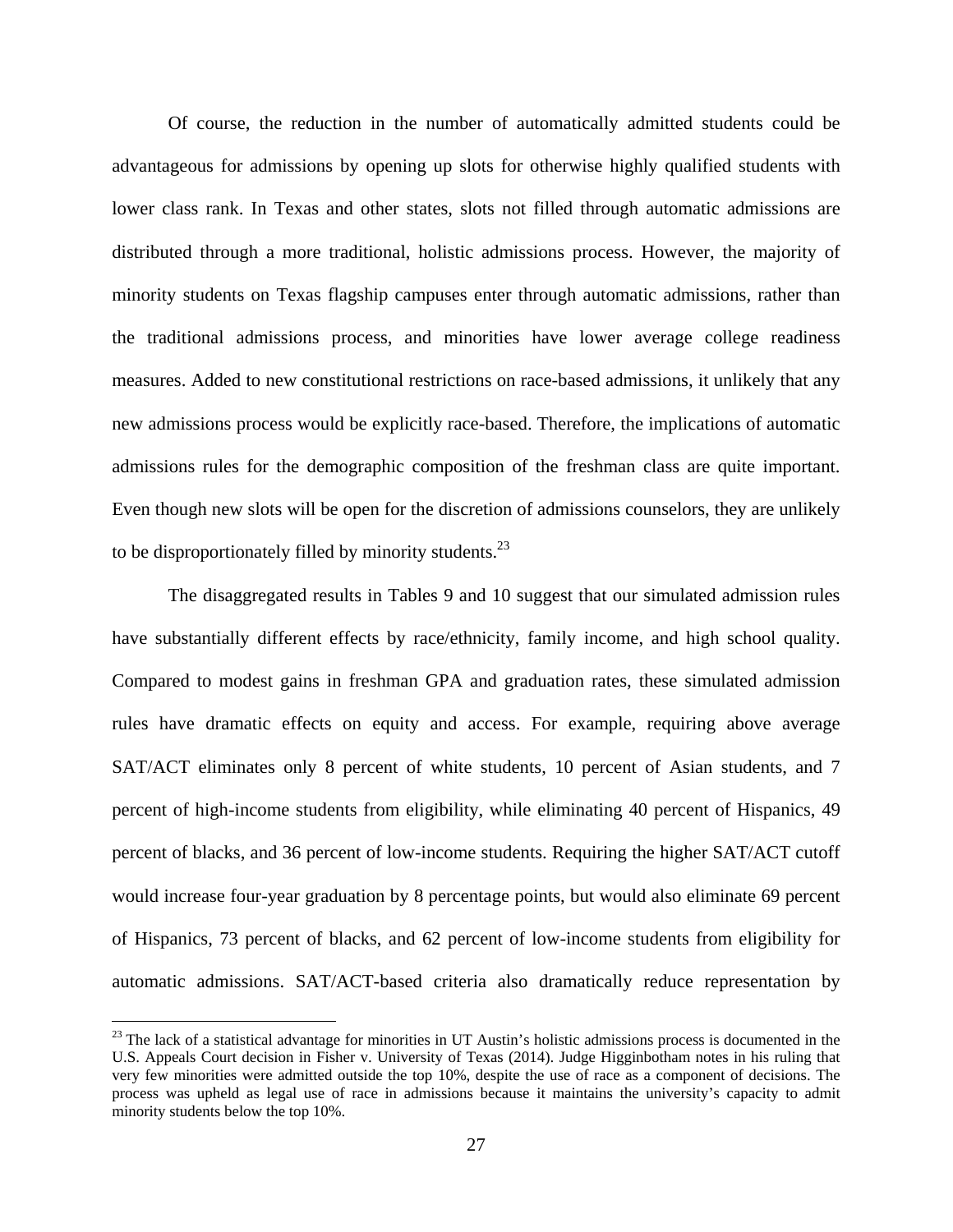Of course, the reduction in the number of automatically admitted students could be advantageous for admissions by opening up slots for otherwise highly qualified students with lower class rank. In Texas and other states, slots not filled through automatic admissions are distributed through a more traditional, holistic admissions process. However, the majority of minority students on Texas flagship campuses enter through automatic admissions, rather than the traditional admissions process, and minorities have lower average college readiness measures. Added to new constitutional restrictions on race-based admissions, it unlikely that any new admissions process would be explicitly race-based. Therefore, the implications of automatic admissions rules for the demographic composition of the freshman class are quite important. Even though new slots will be open for the discretion of admissions counselors, they are unlikely to be disproportionately filled by minority students.[23]

The disaggregated results in Tables 9 and 10 suggest that our simulated admission rules have substantially different effects by race/ethnicity, family income, and high school quality. Compared to modest gains in freshman GPA and graduation rates, these simulated admission rules have dramatic effects on equity and access. For example, requiring above average SAT/ACT eliminates only 8 percent of white students, 10 percent of Asian students, and 7 percent of high-income students from eligibility, while eliminating 40 percent of Hispanics, 49 percent of blacks, and 36 percent of low-income students. Requiring the higher SAT/ACT cutoff would increase four-year graduation by 8 percentage points, but would also eliminate 69 percent of Hispanics, 73 percent of blacks, and 62 percent of low-income students from eligibility for automatic admissions. SAT/ACT-based criteria also dramatically reduce representation by

[23] The lack of a statistical advantage for minorities in UT Austin's holistic admissions process is documented in the U.S. Appeals Court decision in Fisher v. University of Texas (2014). Judge Higginbotham notes in his ruling that very few minorities were admitted outside the top 10%, despite the use of race as a component of decisions. The process was upheld as legal use of race in admissions because it maintains the university's capacity to admit minority students below the top 10%.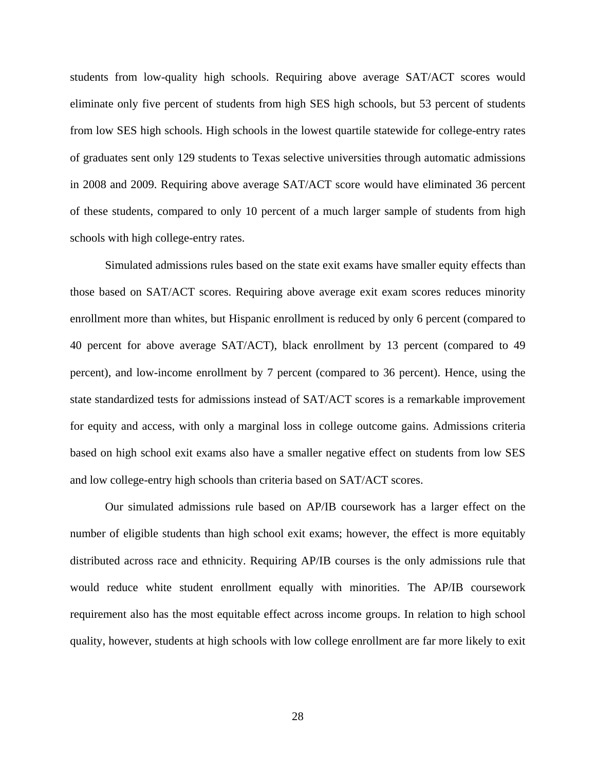students from low-quality high schools. Requiring above average SAT/ACT scores would eliminate only five percent of students from high SES high schools, but 53 percent of students from low SES high schools. High schools in the lowest quartile statewide for college-entry rates of graduates sent only 129 students to Texas selective universities through automatic admissions in 2008 and 2009. Requiring above average SAT/ACT score would have eliminated 36 percent of these students, compared to only 10 percent of a much larger sample of students from high schools with high college-entry rates.

Simulated admissions rules based on the state exit exams have smaller equity effects than those based on SAT/ACT scores. Requiring above average exit exam scores reduces minority enrollment more than whites, but Hispanic enrollment is reduced by only 6 percent (compared to 40 percent for above average SAT/ACT), black enrollment by 13 percent (compared to 49 percent), and low-income enrollment by 7 percent (compared to 36 percent). Hence, using the state standardized tests for admissions instead of SAT/ACT scores is a remarkable improvement for equity and access, with only a marginal loss in college outcome gains. Admissions criteria based on high school exit exams also have a smaller negative effect on students from low SES and low college-entry high schools than criteria based on SAT/ACT scores.

Our simulated admissions rule based on AP/IB coursework has a larger effect on the number of eligible students than high school exit exams; however, the effect is more equitably distributed across race and ethnicity. Requiring AP/IB courses is the only admissions rule that would reduce white student enrollment equally with minorities. The AP/IB coursework requirement also has the most equitable effect across income groups. In relation to high school quality, however, students at high schools with low college enrollment are far more likely to exit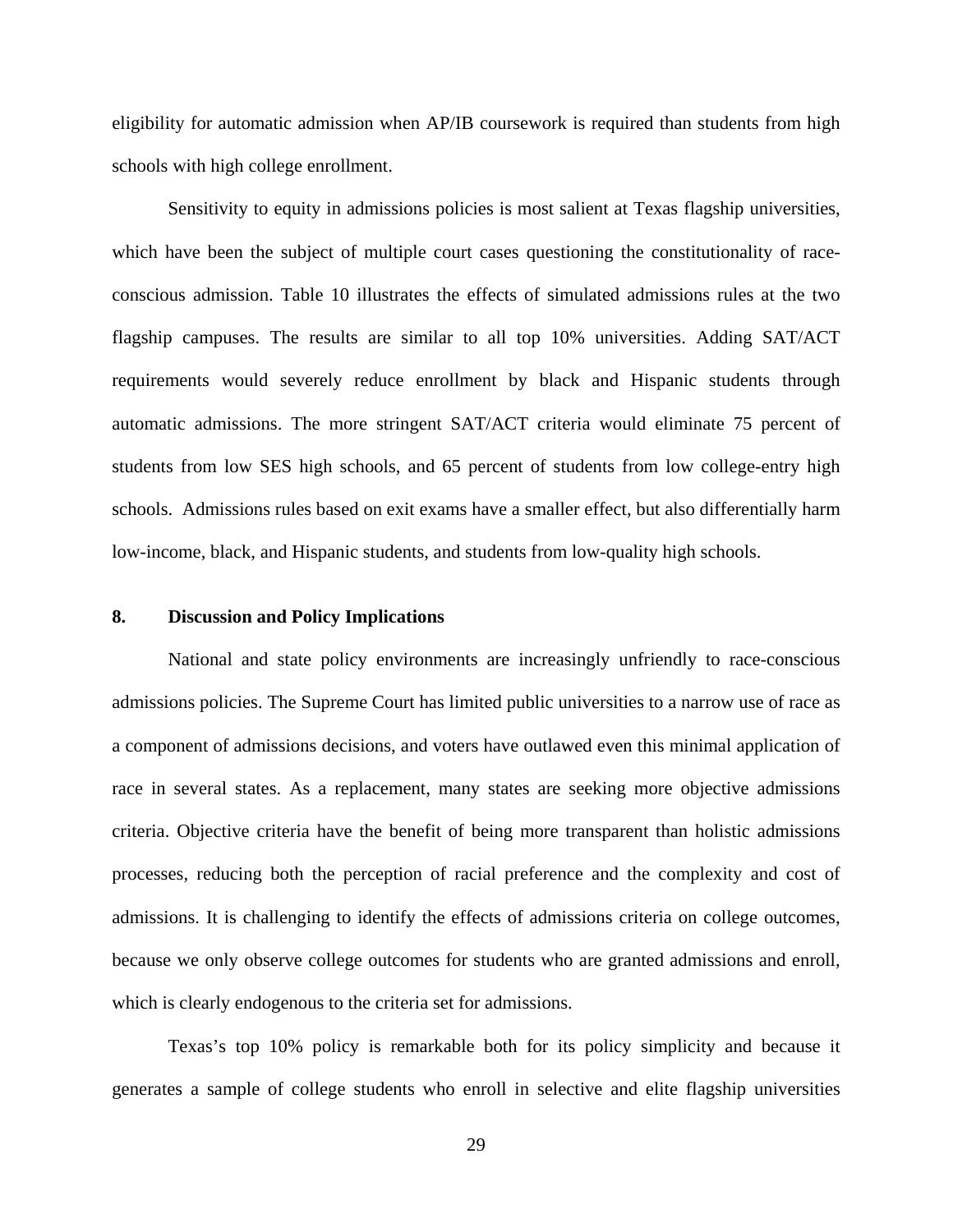eligibility for automatic admission when AP/IB coursework is required than students from high schools with high college enrollment.

Sensitivity to equity in admissions policies is most salient at Texas flagship universities, which have been the subject of multiple court cases questioning the constitutionality of race-conscious admission. Table 10 illustrates the effects of simulated admissions rules at the two flagship campuses. The results are similar to all top 10% universities. Adding SAT/ACT requirements would severely reduce enrollment by black and Hispanic students through automatic admissions. The more stringent SAT/ACT criteria would eliminate 75 percent of students from low SES high schools, and 65 percent of students from low college-entry high schools. Admissions rules based on exit exams have a smaller effect, but also differentially harm low-income, black, and Hispanic students, and students from low-quality high schools.

## 8. Discussion and Policy Implications

National and state policy environments are increasingly unfriendly to race-conscious admissions policies. The Supreme Court has limited public universities to a narrow use of race as a component of admissions decisions, and voters have outlawed even this minimal application of race in several states. As a replacement, many states are seeking more objective admissions criteria. Objective criteria have the benefit of being more transparent than holistic admissions processes, reducing both the perception of racial preference and the complexity and cost of admissions. It is challenging to identify the effects of admissions criteria on college outcomes, because we only observe college outcomes for students who are granted admissions and enroll, which is clearly endogenous to the criteria set for admissions.

Texas's top 10% policy is remarkable both for its policy simplicity and because it generates a sample of college students who enroll in selective and elite flagship universities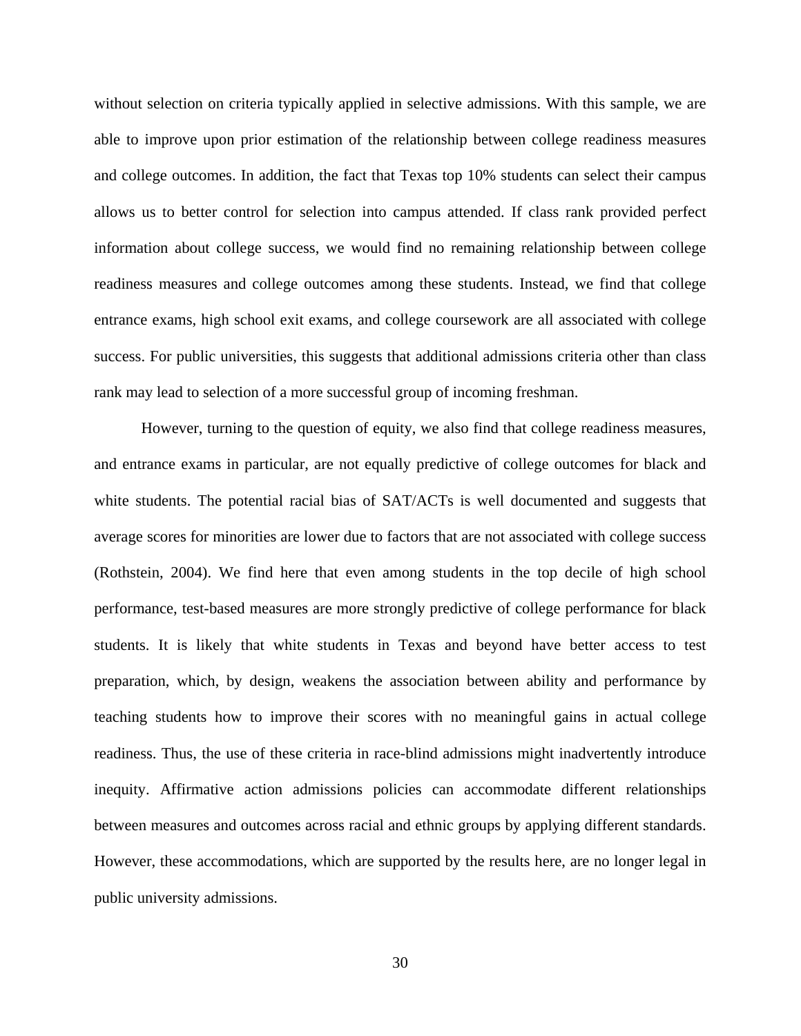without selection on criteria typically applied in selective admissions. With this sample, we are able to improve upon prior estimation of the relationship between college readiness measures and college outcomes. In addition, the fact that Texas top 10% students can select their campus allows us to better control for selection into campus attended. If class rank provided perfect information about college success, we would find no remaining relationship between college readiness measures and college outcomes among these students. Instead, we find that college entrance exams, high school exit exams, and college coursework are all associated with college success. For public universities, this suggests that additional admissions criteria other than class rank may lead to selection of a more successful group of incoming freshman.

However, turning to the question of equity, we also find that college readiness measures, and entrance exams in particular, are not equally predictive of college outcomes for black and white students. The potential racial bias of SAT/ACTs is well documented and suggests that average scores for minorities are lower due to factors that are not associated with college success (Rothstein, 2004). We find here that even among students in the top decile of high school performance, test-based measures are more strongly predictive of college performance for black students. It is likely that white students in Texas and beyond have better access to test preparation, which, by design, weakens the association between ability and performance by teaching students how to improve their scores with no meaningful gains in actual college readiness. Thus, the use of these criteria in race-blind admissions might inadvertently introduce inequity. Affirmative action admissions policies can accommodate different relationships between measures and outcomes across racial and ethnic groups by applying different standards. However, these accommodations, which are supported by the results here, are no longer legal in public university admissions.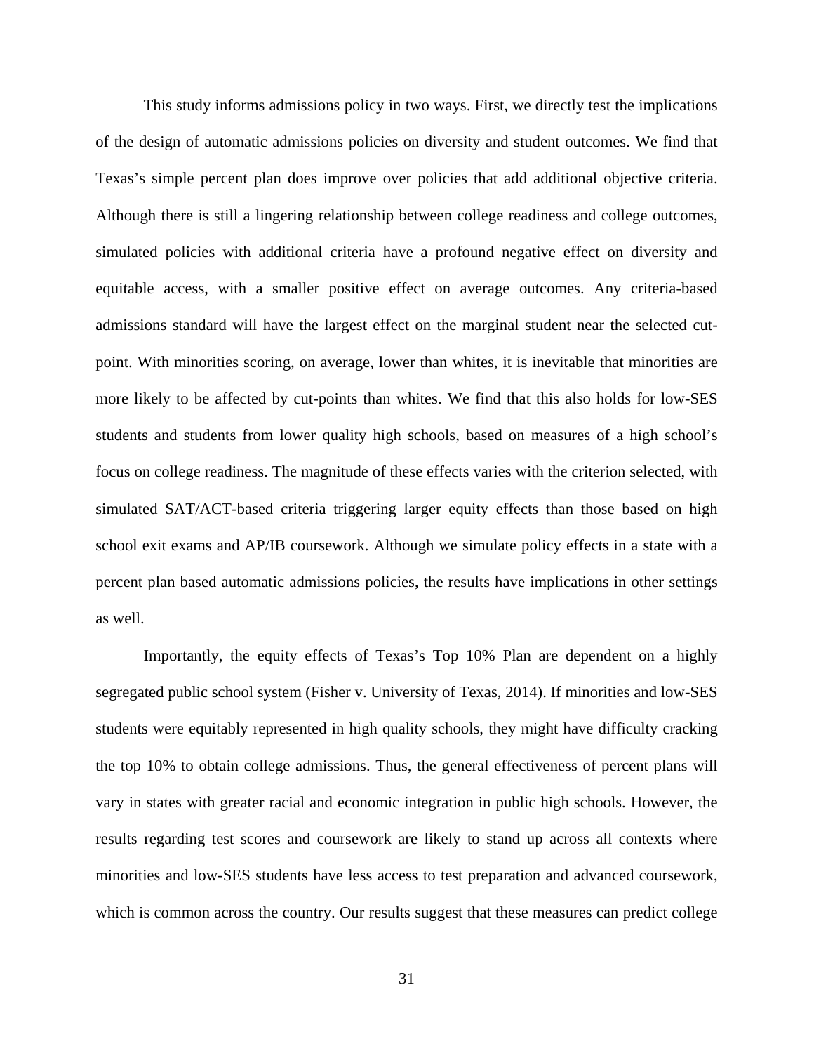This study informs admissions policy in two ways. First, we directly test the implications of the design of automatic admissions policies on diversity and student outcomes. We find that Texas's simple percent plan does improve over policies that add additional objective criteria. Although there is still a lingering relationship between college readiness and college outcomes, simulated policies with additional criteria have a profound negative effect on diversity and equitable access, with a smaller positive effect on average outcomes. Any criteria-based admissions standard will have the largest effect on the marginal student near the selected cut-point. With minorities scoring, on average, lower than whites, it is inevitable that minorities are more likely to be affected by cut-points than whites. We find that this also holds for low-SES students and students from lower quality high schools, based on measures of a high school's focus on college readiness. The magnitude of these effects varies with the criterion selected, with simulated SAT/ACT-based criteria triggering larger equity effects than those based on high school exit exams and AP/IB coursework. Although we simulate policy effects in a state with a percent plan based automatic admissions policies, the results have implications in other settings as well.

Importantly, the equity effects of Texas's Top 10% Plan are dependent on a highly segregated public school system (Fisher v. University of Texas, 2014). If minorities and low-SES students were equitably represented in high quality schools, they might have difficulty cracking the top 10% to obtain college admissions. Thus, the general effectiveness of percent plans will vary in states with greater racial and economic integration in public high schools. However, the results regarding test scores and coursework are likely to stand up across all contexts where minorities and low-SES students have less access to test preparation and advanced coursework, which is common across the country. Our results suggest that these measures can predict college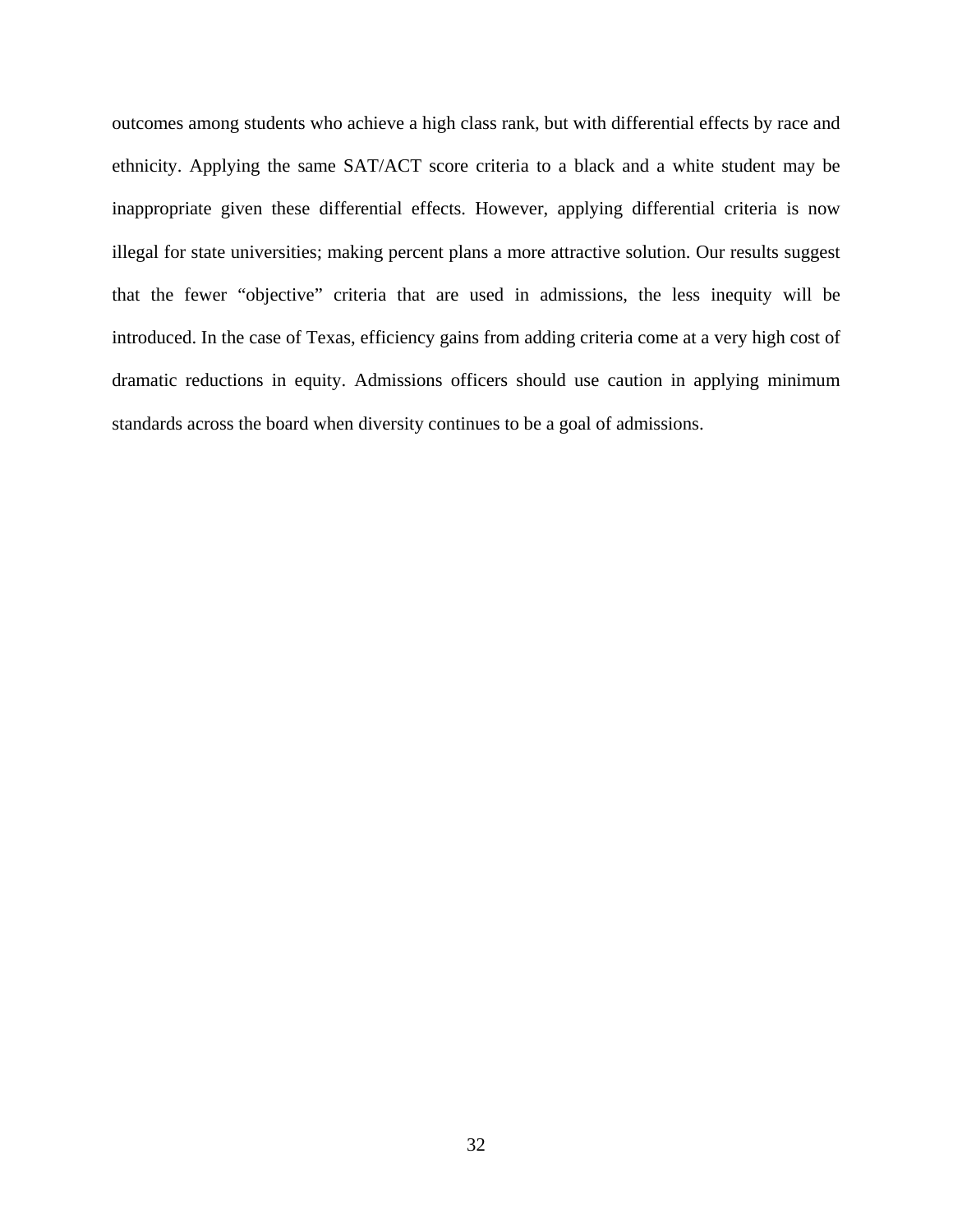outcomes among students who achieve a high class rank, but with differential effects by race and ethnicity. Applying the same SAT/ACT score criteria to a black and a white student may be inappropriate given these differential effects. However, applying differential criteria is now illegal for state universities; making percent plans a more attractive solution. Our results suggest that the fewer "objective" criteria that are used in admissions, the less inequity will be introduced. In the case of Texas, efficiency gains from adding criteria come at a very high cost of dramatic reductions in equity. Admissions officers should use caution in applying minimum standards across the board when diversity continues to be a goal of admissions.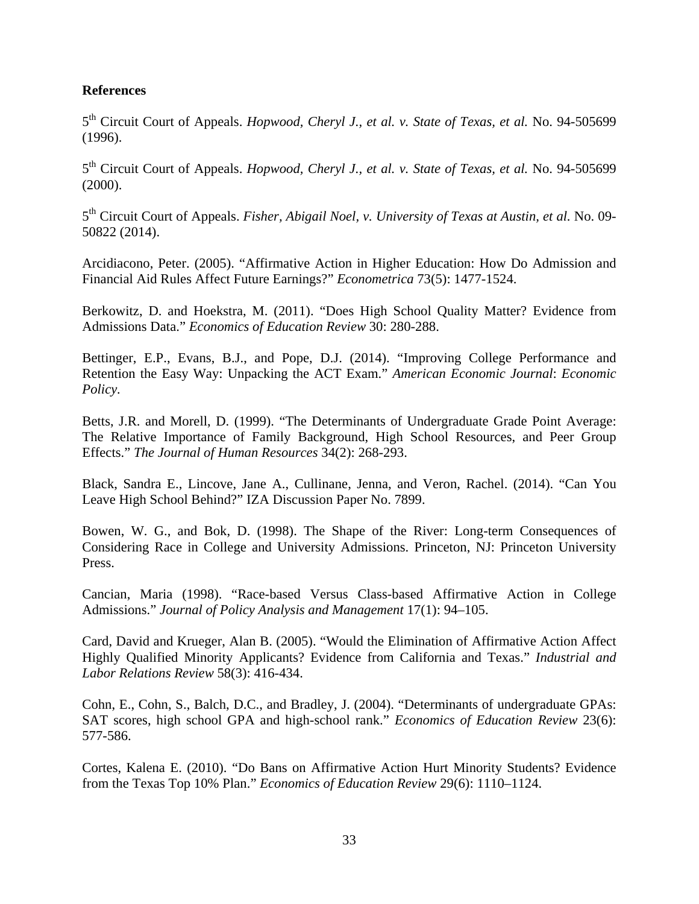**References**

5th Circuit Court of Appeals. *Hopwood, Cheryl J., et al. v. State of Texas, et al.* No. 94-505699 (1996).

5th Circuit Court of Appeals. *Hopwood, Cheryl J., et al. v. State of Texas, et al.* No. 94-505699 (2000).

5th Circuit Court of Appeals. *Fisher, Abigail Noel, v. University of Texas at Austin, et al.* No. 09-50822 (2014).

Arcidiacono, Peter. (2005). "Affirmative Action in Higher Education: How Do Admission and Financial Aid Rules Affect Future Earnings?" *Econometrica* 73(5): 1477-1524.

Berkowitz, D. and Hoekstra, M. (2011). "Does High School Quality Matter? Evidence from Admissions Data." *Economics of Education Review* 30: 280-288.

Bettinger, E.P., Evans, B.J., and Pope, D.J. (2014). "Improving College Performance and Retention the Easy Way: Unpacking the ACT Exam." *American Economic Journal*: *Economic Policy*.

Betts, J.R. and Morell, D. (1999). "The Determinants of Undergraduate Grade Point Average: The Relative Importance of Family Background, High School Resources, and Peer Group Effects." *The Journal of Human Resources* 34(2): 268-293.

Black, Sandra E., Lincove, Jane A., Cullinane, Jenna, and Veron, Rachel. (2014). "Can You Leave High School Behind?" IZA Discussion Paper No. 7899.

Bowen, W. G., and Bok, D. (1998). The Shape of the River: Long-term Consequences of Considering Race in College and University Admissions. Princeton, NJ: Princeton University Press.

Cancian, Maria (1998). "Race-based Versus Class-based Affirmative Action in College Admissions." *Journal of Policy Analysis and Management* 17(1): 94–105.

Card, David and Krueger, Alan B. (2005). "Would the Elimination of Affirmative Action Affect Highly Qualified Minority Applicants? Evidence from California and Texas." *Industrial and Labor Relations Review* 58(3): 416-434.

Cohn, E., Cohn, S., Balch, D.C., and Bradley, J. (2004). "Determinants of undergraduate GPAs: SAT scores, high school GPA and high-school rank." *Economics of Education Review* 23(6): 577-586.

Cortes, Kalena E. (2010). "Do Bans on Affirmative Action Hurt Minority Students? Evidence from the Texas Top 10% Plan." *Economics of Education Review* 29(6): 1110–1124.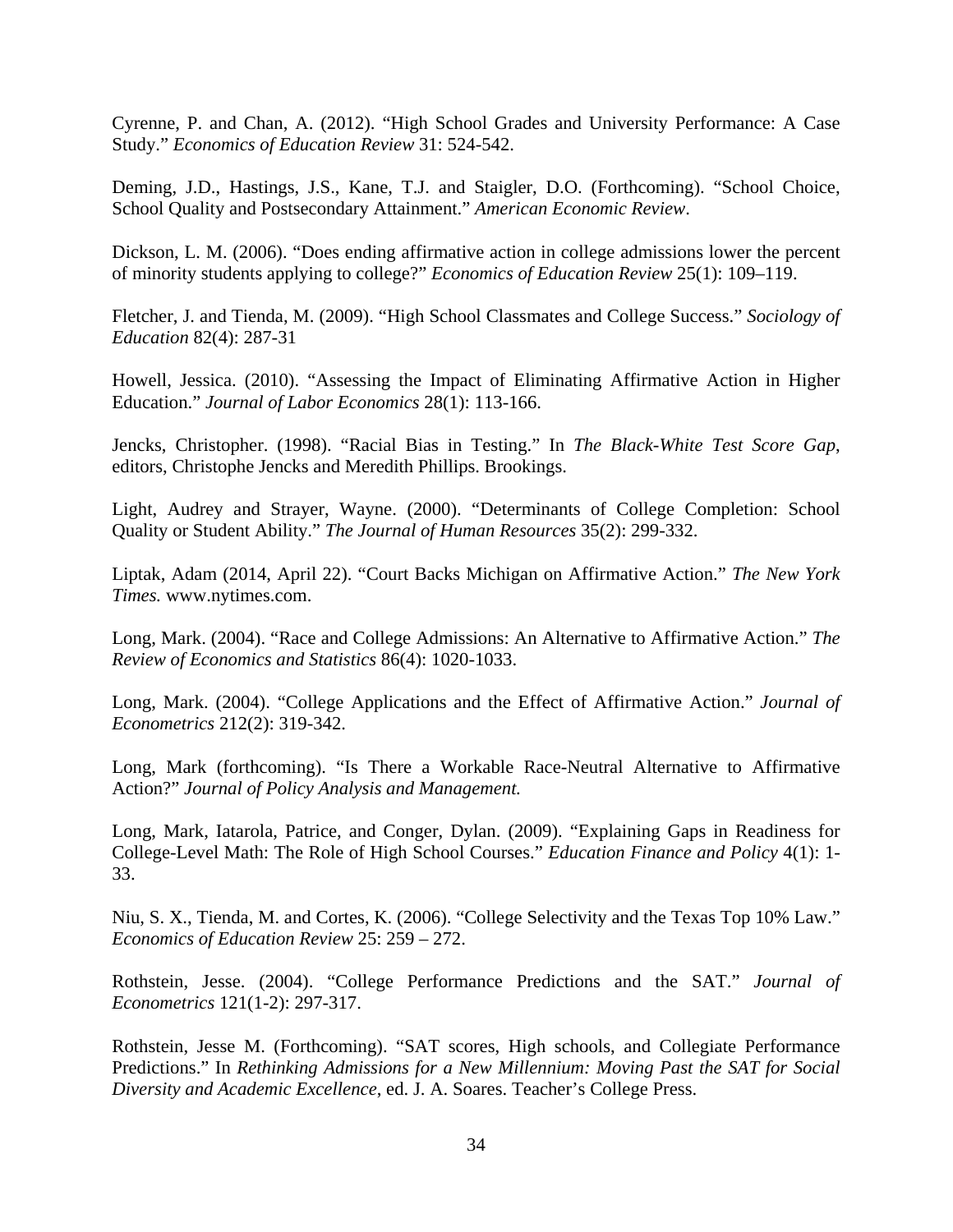Cyrenne, P. and Chan, A. (2012). “High School Grades and University Performance: A Case Study.” *Economics of Education Review* 31: 524-542.

Deming, J.D., Hastings, J.S., Kane, T.J. and Staigler, D.O. (Forthcoming). “School Choice, School Quality and Postsecondary Attainment.” *American Economic Review*.

Dickson, L. M. (2006). “Does ending affirmative action in college admissions lower the percent of minority students applying to college?” *Economics of Education Review* 25(1): 109–119.

Fletcher, J. and Tienda, M. (2009). “High School Classmates and College Success.” *Sociology of Education* 82(4): 287-31

Howell, Jessica. (2010). “Assessing the Impact of Eliminating Affirmative Action in Higher Education.” *Journal of Labor Economics* 28(1): 113-166.

Jencks, Christopher. (1998). “Racial Bias in Testing.” In *The Black-White Test Score Gap*, editors, Christophe Jencks and Meredith Phillips. Brookings.

Light, Audrey and Strayer, Wayne. (2000). “Determinants of College Completion: School Quality or Student Ability.” *The Journal of Human Resources* 35(2): 299-332.

Liptak, Adam (2014, April 22). “Court Backs Michigan on Affirmative Action.” *The New York Times.* www.nytimes.com.

Long, Mark. (2004). “Race and College Admissions: An Alternative to Affirmative Action.” *The Review of Economics and Statistics* 86(4): 1020-1033.

Long, Mark. (2004). “College Applications and the Effect of Affirmative Action.” *Journal of Econometrics* 212(2): 319-342.

Long, Mark (forthcoming). “Is There a Workable Race-Neutral Alternative to Affirmative Action?” *Journal of Policy Analysis and Management.*

Long, Mark, Iatarola, Patrice, and Conger, Dylan. (2009). “Explaining Gaps in Readiness for College-Level Math: The Role of High School Courses.” *Education Finance and Policy* 4(1): 1-33.

Niu, S. X., Tienda, M. and Cortes, K. (2006). “College Selectivity and the Texas Top 10% Law.” *Economics of Education Review* 25: 259 – 272.

Rothstein, Jesse. (2004). “College Performance Predictions and the SAT.” *Journal of Econometrics* 121(1-2): 297-317.

Rothstein, Jesse M. (Forthcoming). “SAT scores, High schools, and Collegiate Performance Predictions.” In *Rethinking Admissions for a New Millennium: Moving Past the SAT for Social Diversity and Academic Excellence*, ed. J. A. Soares. Teacher’s College Press.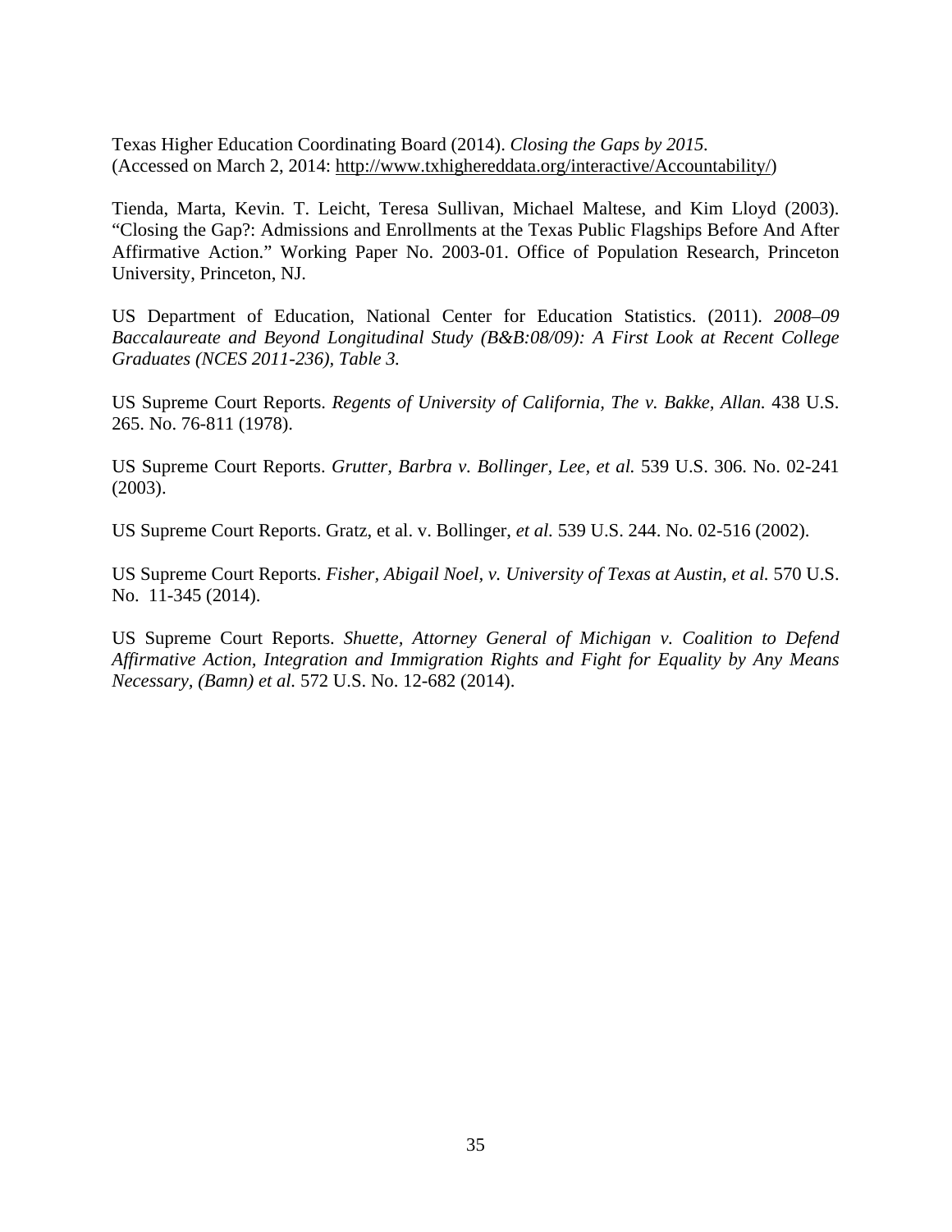Texas Higher Education Coordinating Board (2014). *Closing the Gaps by 2015.* (Accessed on March 2, 2014: http://www.txhighereddata.org/interactive/Accountability/)

Tienda, Marta, Kevin. T. Leicht, Teresa Sullivan, Michael Maltese, and Kim Lloyd (2003). "Closing the Gap?: Admissions and Enrollments at the Texas Public Flagships Before And After Affirmative Action." Working Paper No. 2003-01. Office of Population Research, Princeton University, Princeton, NJ.

US Department of Education, National Center for Education Statistics. (2011). *2008–09 Baccalaureate and Beyond Longitudinal Study (B&B:08/09): A First Look at Recent College Graduates (NCES 2011-236), Table 3.*

US Supreme Court Reports. *Regents of University of California, The v. Bakke, Allan.* 438 U.S. 265. No. 76-811 (1978).

US Supreme Court Reports. *Grutter, Barbra v. Bollinger, Lee, et al.* 539 U.S. 306. No. 02-241 (2003).

US Supreme Court Reports. Gratz, et al. v. Bollinger, *et al.* 539 U.S. 244. No. 02-516 (2002).

US Supreme Court Reports. *Fisher, Abigail Noel, v. University of Texas at Austin, et al.* 570 U.S. No. 11-345 (2014).

US Supreme Court Reports. *Shuette, Attorney General of Michigan v. Coalition to Defend Affirmative Action, Integration and Immigration Rights and Fight for Equality by Any Means Necessary, (Bamn) et al.* 572 U.S. No. 12-682 (2014).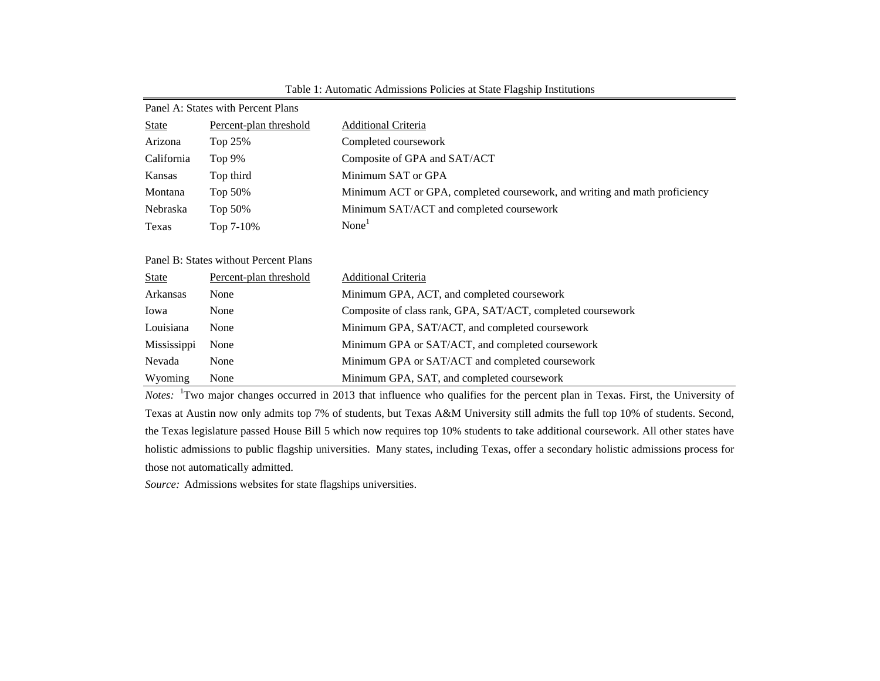Table 1: Automatic Admissions Policies at State Flagship Institutions

| Panel A: States with Percent Plans | | |
|---|---|---|
| State | Percent-plan threshold | Additional Criteria |
| Arizona | Top 25% | Completed coursework |
| California | Top 9% | Composite of GPA and SAT/ACT |
| Kansas | Top third | Minimum SAT or GPA |
| Montana | Top 50% | Minimum ACT or GPA, completed coursework, and writing and math proficiency |
| Nebraska | Top 50% | Minimum SAT/ACT and completed coursework |
| Texas | Top 7-10% | None[1] |
| | | |
| Panel B: States without Percent Plans | | |
| State | Percent-plan threshold | Additional Criteria |
| Arkansas | None | Minimum GPA, ACT, and completed coursework |
| Iowa | None | Composite of class rank, GPA, SAT/ACT, completed coursework |
| Louisiana | None | Minimum GPA, SAT/ACT, and completed coursework |
| Mississippi | None | Minimum GPA or SAT/ACT, and completed coursework |
| Nevada | None | Minimum GPA or SAT/ACT and completed coursework |
| Wyoming | None | Minimum GPA, SAT, and completed coursework |

*Notes:* [1]Two major changes occurred in 2013 that influence who qualifies for the percent plan in Texas. First, the University of Texas at Austin now only admits top 7% of students, but Texas A&M University still admits the full top 10% of students. Second, the Texas legislature passed House Bill 5 which now requires top 10% students to take additional coursework. All other states have holistic admissions to public flagship universities. Many states, including Texas, offer a secondary holistic admissions process for those not automatically admitted.

*Source:* Admissions websites for state flagships universities.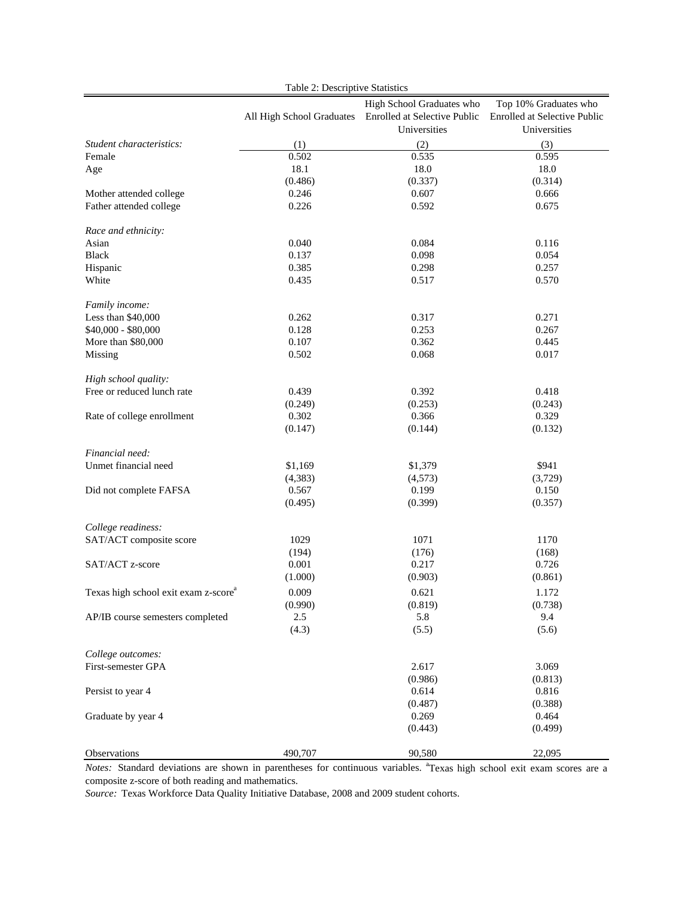Table 2: Descriptive Statistics

| | All High School Graduates | High School Graduates who Enrolled at Selective Public Universities | Top 10% Graduates who Enrolled at Selective Public Universities |
|---|---|---|---|
| *Student characteristics:* | (1) | (2) | (3) |
| Female | 0.502 | 0.535 | 0.595 |
| Age | 18.1 | 18.0 | 18.0 |
| | (0.486) | (0.337) | (0.314) |
| Mother attended college | 0.246 | 0.607 | 0.666 |
| Father attended college | 0.226 | 0.592 | 0.675 |
| *Race and ethnicity:* | | | |
| Asian | 0.040 | 0.084 | 0.116 |
| Black | 0.137 | 0.098 | 0.054 |
| Hispanic | 0.385 | 0.298 | 0.257 |
| White | 0.435 | 0.517 | 0.570 |
| *Family income:* | | | |
| Less than $40,000 | 0.262 | 0.317 | 0.271 |
| $40,000 - $80,000 | 0.128 | 0.253 | 0.267 |
| More than $80,000 | 0.107 | 0.362 | 0.445 |
| Missing | 0.502 | 0.068 | 0.017 |
| *High school quality:* | | | |
| Free or reduced lunch rate | 0.439 | 0.392 | 0.418 |
| | (0.249) | (0.253) | (0.243) |
| Rate of college enrollment | 0.302 | 0.366 | 0.329 |
| | (0.147) | (0.144) | (0.132) |
| *Financial need:* | | | |
| Unmet financial need | $1,169 | $1,379 | $941 |
| | (4,383) | (4,573) | (3,729) |
| Did not complete FAFSA | 0.567 | 0.199 | 0.150 |
| | (0.495) | (0.399) | (0.357) |
| *College readiness:* | | | |
| SAT/ACT composite score | 1029 | 1071 | 1170 |
| | (194) | (176) | (168) |
| SAT/ACT z-score | 0.001 | 0.217 | 0.726 |
| | (1.000) | (0.903) | (0.861) |
| Texas high school exit exam z-score[a] | 0.009 | 0.621 | 1.172 |
| | (0.990) | (0.819) | (0.738) |
| AP/IB course semesters completed | 2.5 | 5.8 | 9.4 |
| | (4.3) | (5.5) | (5.6) |
| *College outcomes:* | | | |
| First-semester GPA | | 2.617 | 3.069 |
| | | (0.986) | (0.813) |
| Persist to year 4 | | 0.614 | 0.816 |
| | | (0.487) | (0.388) |
| Graduate by year 4 | | 0.269 | 0.464 |
| | | (0.443) | (0.499) |
| Observations | 490,707 | 90,580 | 22,095 |

*Notes:* Standard deviations are shown in parentheses for continuous variables. [a]Texas high school exit exam scores are a composite z-score of both reading and mathematics.

*Source:* Texas Workforce Data Quality Initiative Database, 2008 and 2009 student cohorts.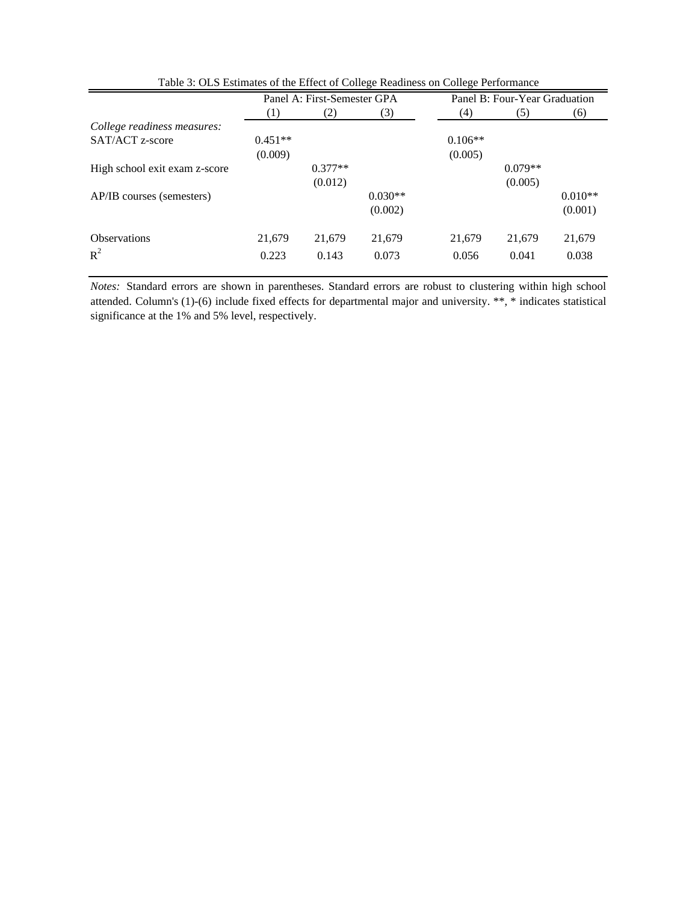Table 3: OLS Estimates of the Effect of College Readiness on College Performance

| | Panel A: First-Semester GPA | | | Panel B: Four-Year Graduation | | |
|---|---|---|---|---|---|---|
| | (1) | (2) | (3) | (4) | (5) | (6) |
| *College readiness measures:* | | | | | | |
| SAT/ACT z-score | 0.451** | | | 0.106** | | |
| | (0.009) | | | (0.005) | | |
| High school exit exam z-score | | 0.377** | | | 0.079** | |
| | | (0.012) | | | (0.005) | |
| AP/IB courses (semesters) | | | 0.030** | | | 0.010** |
| | | | (0.002) | | | (0.001) |
| Observations | 21,679 | 21,679 | 21,679 | 21,679 | 21,679 | 21,679 |
| $R^2$ | 0.223 | 0.143 | 0.073 | 0.056 | 0.041 | 0.038 |

*Notes:* Standard errors are shown in parentheses. Standard errors are robust to clustering within high school attended. Column's (1)-(6) include fixed effects for departmental major and university. **, * indicates statistical significance at the 1% and 5% level, respectively.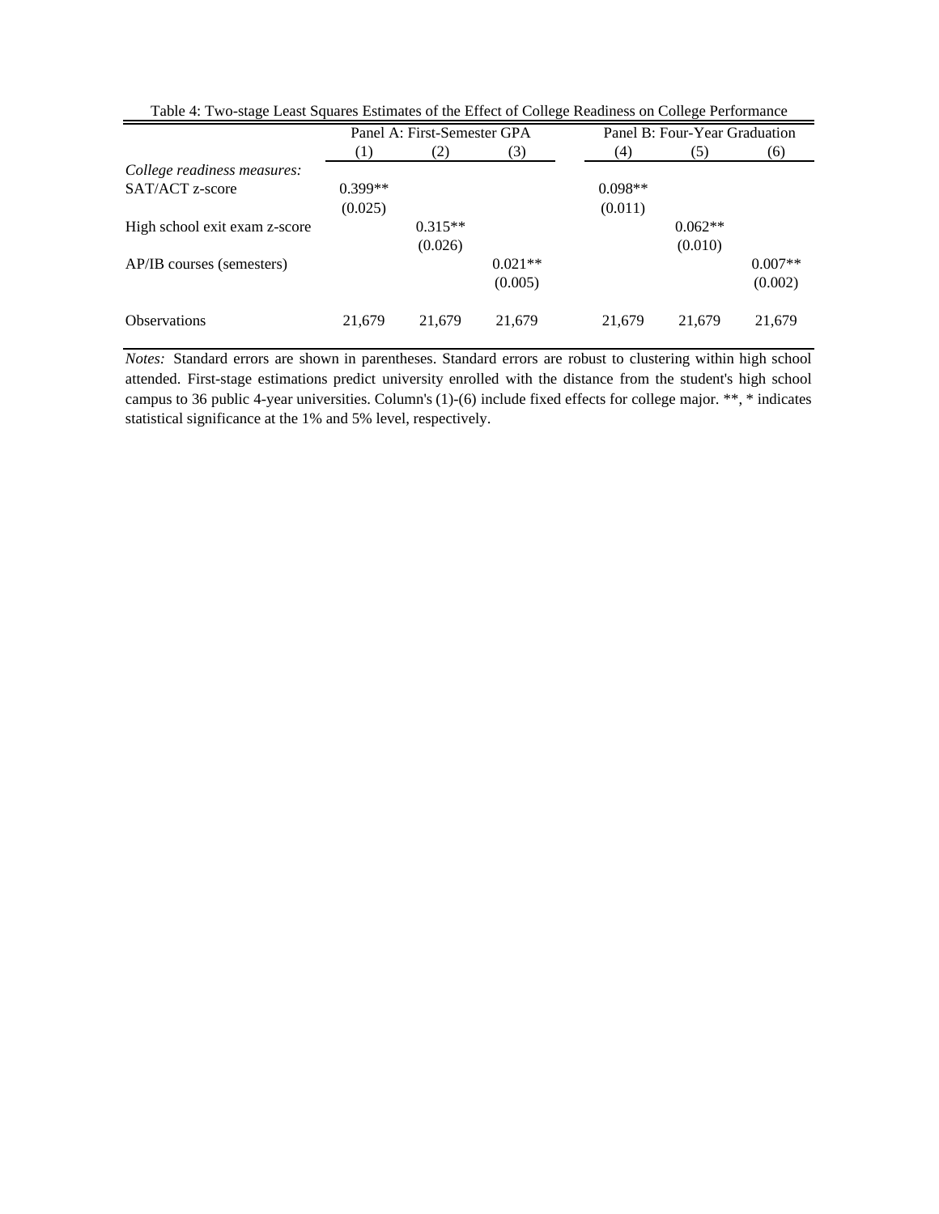Table 4: Two-stage Least Squares Estimates of the Effect of College Readiness on College Performance

| | Panel A: First-Semester GPA | | | Panel B: Four-Year Graduation | | |
|---|---|---|---|---|---|---|
| | (1) | (2) | (3) | (4) | (5) | (6) |
| *College readiness measures:* | | | | | | |
| SAT/ACT z-score | 0.399** | | | 0.098** | | |
| | (0.025) | | | (0.011) | | |
| High school exit exam z-score | | 0.315** | | | 0.062** | |
| | | (0.026) | | | (0.010) | |
| AP/IB courses (semesters) | | | 0.021** | | | 0.007** |
| | | | (0.005) | | | (0.002) |
| Observations | 21,679 | 21,679 | 21,679 | 21,679 | 21,679 | 21,679 |

*Notes:* Standard errors are shown in parentheses. Standard errors are robust to clustering within high school attended. First-stage estimations predict university enrolled with the distance from the student's high school campus to 36 public 4-year universities. Column's (1)-(6) include fixed effects for college major. **, * indicates statistical significance at the 1% and 5% level, respectively.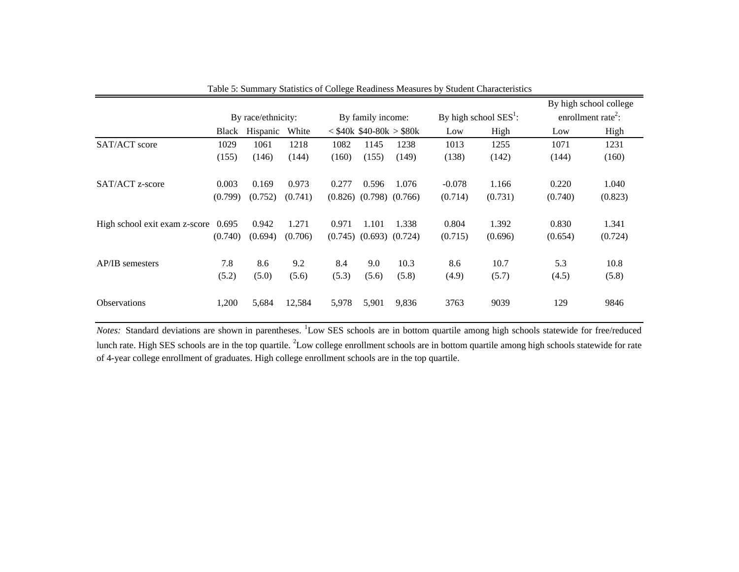Table 5: Summary Statistics of College Readiness Measures by Student Characteristics

| | By race/ethnicity: | | | By family income: | | | By high school SES[1]: | | By high school college enrollment rate[2]: | |
|---|---|---|---|---|---|---|---|---|---|---|
| | Black | Hispanic | White | < $40k | $40-80k | > $80k | Low | High | Low | High |
| SAT/ACT score | 1029 | 1061 | 1218 | 1082 | 1145 | 1238 | 1013 | 1255 | 1071 | 1231 |
| | (155) | (146) | (144) | (160) | (155) | (149) | (138) | (142) | (144) | (160) |
| SAT/ACT z-score | 0.003 | 0.169 | 0.973 | 0.277 | 0.596 | 1.076 | -0.078 | 1.166 | 0.220 | 1.040 |
| | (0.799) | (0.752) | (0.741) | (0.826) | (0.798) | (0.766) | (0.714) | (0.731) | (0.740) | (0.823) |
| High school exit exam z-score | 0.695 | 0.942 | 1.271 | 0.971 | 1.101 | 1.338 | 0.804 | 1.392 | 0.830 | 1.341 |
| | (0.740) | (0.694) | (0.706) | (0.745) | (0.693) | (0.724) | (0.715) | (0.696) | (0.654) | (0.724) |
| AP/IB semesters | 7.8 | 8.6 | 9.2 | 8.4 | 9.0 | 10.3 | 8.6 | 10.7 | 5.3 | 10.8 |
| | (5.2) | (5.0) | (5.6) | (5.3) | (5.6) | (5.8) | (4.9) | (5.7) | (4.5) | (5.8) |
| Observations | 1,200 | 5,684 | 12,584 | 5,978 | 5,901 | 9,836 | 3763 | 9039 | 129 | 9846 |

*Notes:* Standard deviations are shown in parentheses. [1]Low SES schools are in bottom quartile among high schools statewide for free/reduced lunch rate. High SES schools are in the top quartile. [2]Low college enrollment schools are in bottom quartile among high schools statewide for rate of 4-year college enrollment of graduates. High college enrollment schools are in the top quartile.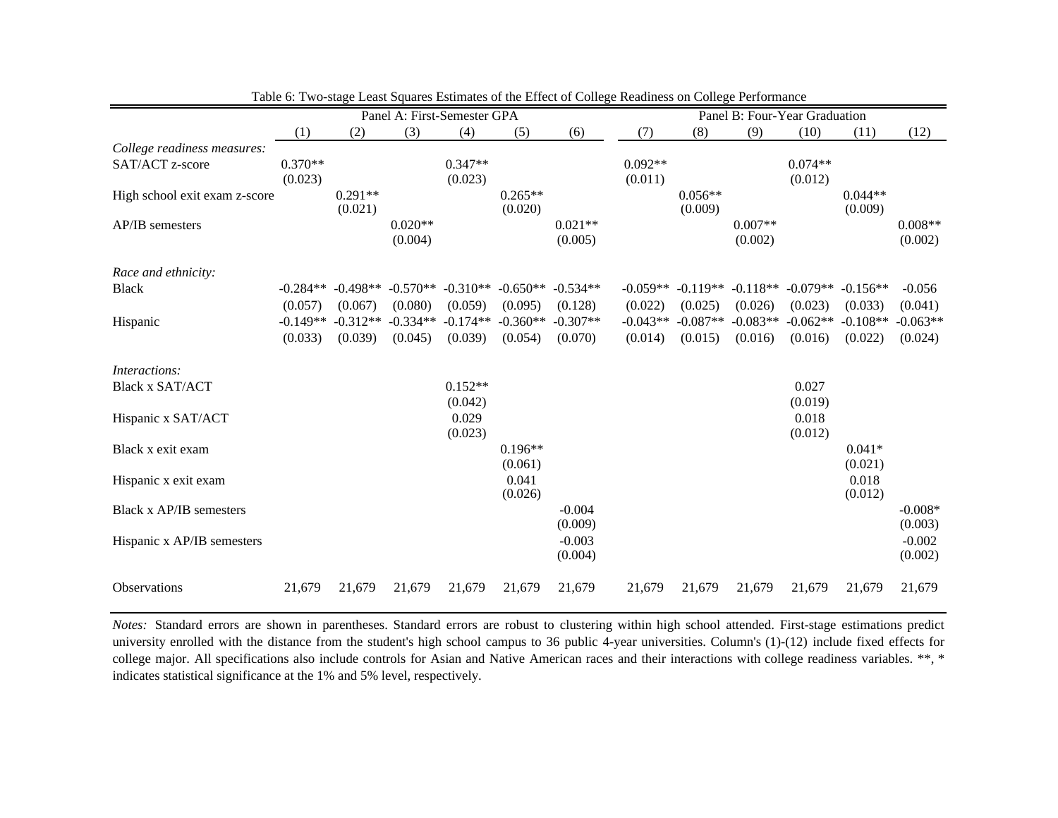Table 6: Two-stage Least Squares Estimates of the Effect of College Readiness on College Performance

| | Panel A: First-Semester GPA | | | | | | Panel B: Four-Year Graduation | | | | | |
|---|---|---|---|---|---|---|---|---|---|---|---|---|
| | (1) | (2) | (3) | (4) | (5) | (6) | (7) | (8) | (9) | (10) | (11) | (12) |
| *College readiness measures:* | | | | | | | | | | | | |
| SAT/ACT z-score | 0.370** | | | 0.347** | | | 0.092** | | | 0.074** | | |
| | (0.023) | | | (0.023) | | | (0.011) | | | (0.012) | | |
| High school exit exam z-score | | 0.291** | | | 0.265** | | | 0.056** | | | 0.044** | |
| | | (0.021) | | | (0.020) | | | (0.009) | | | (0.009) | |
| AP/IB semesters | | | 0.020** | | | 0.021** | | | 0.007** | | | 0.008** |
| | | | (0.004) | | | (0.005) | | | (0.002) | | | (0.002) |
| *Race and ethnicity:* | | | | | | | | | | | | |
| Black | -0.284** | -0.498** | -0.570** | -0.310** | -0.650** | -0.534** | -0.059** | -0.119** | -0.118** | -0.079** | -0.156** | -0.056 |
| | (0.057) | (0.067) | (0.080) | (0.059) | (0.095) | (0.128) | (0.022) | (0.025) | (0.026) | (0.023) | (0.033) | (0.041) |
| Hispanic | -0.149** | -0.312** | -0.334** | -0.174** | -0.360** | -0.307** | -0.043** | -0.087** | -0.083** | -0.062** | -0.108** | -0.063** |
| | (0.033) | (0.039) | (0.045) | (0.039) | (0.054) | (0.070) | (0.014) | (0.015) | (0.016) | (0.016) | (0.022) | (0.024) |
| *Interactions:* | | | | | | | | | | | | |
| Black x SAT/ACT | | | | 0.152** | | | | | | 0.027 | | |
| | | | | (0.042) | | | | | | (0.019) | | |
| Hispanic x SAT/ACT | | | | 0.029 | | | | | | 0.018 | | |
| | | | | (0.023) | | | | | | (0.012) | | |
| Black x exit exam | | | | | 0.196** | | | | | | 0.041* | |
| | | | | | (0.061) | | | | | | (0.021) | |
| Hispanic x exit exam | | | | | 0.041 | | | | | | 0.018 | |
| | | | | | (0.026) | | | | | | (0.012) | |
| Black x AP/IB semesters | | | | | | -0.004 | | | | | | -0.008* |
| | | | | | | (0.009) | | | | | | (0.003) |
| Hispanic x AP/IB semesters | | | | | | -0.003 | | | | | | -0.002 |
| | | | | | | (0.004) | | | | | | (0.002) |
| Observations | 21,679 | 21,679 | 21,679 | 21,679 | 21,679 | 21,679 | 21,679 | 21,679 | 21,679 | 21,679 | 21,679 | 21,679 |

*Notes:* Standard errors are shown in parentheses. Standard errors are robust to clustering within high school attended. First-stage estimations predict university enrolled with the distance from the student's high school campus to 36 public 4-year universities. Column's (1)-(12) include fixed effects for college major. All specifications also include controls for Asian and Native American races and their interactions with college readiness variables. **, * indicates statistical significance at the 1% and 5% level, respectively.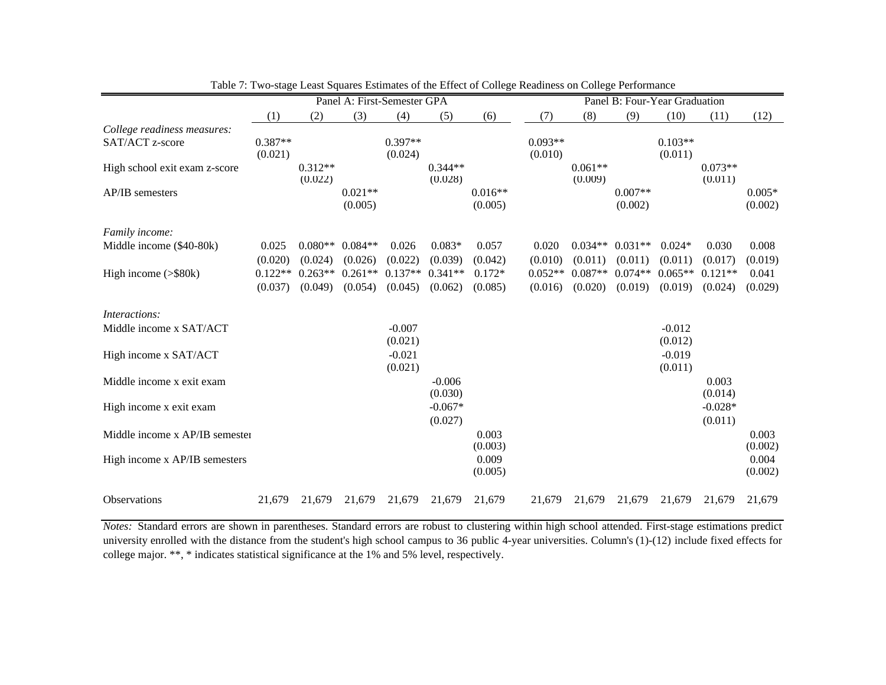Table 7: Two-stage Least Squares Estimates of the Effect of College Readiness on College Performance

| | Panel A: First-Semester GPA | | | | | | Panel B: Four-Year Graduation | | | | | |
|---|---|---|---|---|---|---|---|---|---|---|---|---|
| | (1) | (2) | (3) | (4) | (5) | (6) | (7) | (8) | (9) | (10) | (11) | (12) |
| *College readiness measures:* | | | | | | | | | | | | |
| SAT/ACT z-score | 0.387** | | | 0.397** | | | 0.093** | | | 0.103** | | |
| | (0.021) | | | (0.024) | | | (0.010) | | | (0.011) | | |
| High school exit exam z-score | | 0.312** | | | 0.344** | | | 0.061** | | | 0.073** | |
| | | (0.022) | | | (0.028) | | | (0.009) | | | (0.011) | |
| AP/IB semesters | | | 0.021** | | | 0.016** | | | 0.007** | | | 0.005* |
| | | | (0.005) | | | (0.005) | | | (0.002) | | | (0.002) |
| *Family income:* | | | | | | | | | | | | |
| Middle income ($40-80k) | 0.025 | 0.080** | 0.084** | 0.026 | 0.083* | 0.057 | 0.020 | 0.034** | 0.031** | 0.024* | 0.030 | 0.008 |
| | (0.020) | (0.024) | (0.026) | (0.022) | (0.039) | (0.042) | (0.010) | (0.011) | (0.011) | (0.011) | (0.017) | (0.019) |
| High income (>$80k) | 0.122** | 0.263** | 0.261** | 0.137** | 0.341** | 0.172* | 0.052** | 0.087** | 0.074** | 0.065** | 0.121** | 0.041 |
| | (0.037) | (0.049) | (0.054) | (0.045) | (0.062) | (0.085) | (0.016) | (0.020) | (0.019) | (0.019) | (0.024) | (0.029) |
| *Interactions:* | | | | | | | | | | | | |
| Middle income x SAT/ACT | | | | -0.007 | | | | | | -0.012 | | |
| | | | | (0.021) | | | | | | (0.012) | | |
| High income x SAT/ACT | | | | -0.021 | | | | | | -0.019 | | |
| | | | | (0.021) | | | | | | (0.011) | | |
| Middle income x exit exam | | | | | -0.006 | | | | | | 0.003 | |
| | | | | | (0.030) | | | | | | (0.014) | |
| High income x exit exam | | | | | -0.067* | | | | | | -0.028* | |
| | | | | | (0.027) | | | | | | (0.011) | |
| Middle income x AP/IB semester | | | | | | 0.003 | | | | | | 0.003 |
| | | | | | | (0.003) | | | | | | (0.002) |
| High income x AP/IB semesters | | | | | | 0.009 | | | | | | 0.004 |
| | | | | | | (0.005) | | | | | | (0.002) |
| Observations | 21,679 | 21,679 | 21,679 | 21,679 | 21,679 | 21,679 | 21,679 | 21,679 | 21,679 | 21,679 | 21,679 | 21,679 |

*Notes:* Standard errors are shown in parentheses. Standard errors are robust to clustering within high school attended. First-stage estimations predict university enrolled with the distance from the student's high school campus to 36 public 4-year universities. Column's (1)-(12) include fixed effects for college major. **, * indicates statistical significance at the 1% and 5% level, respectively.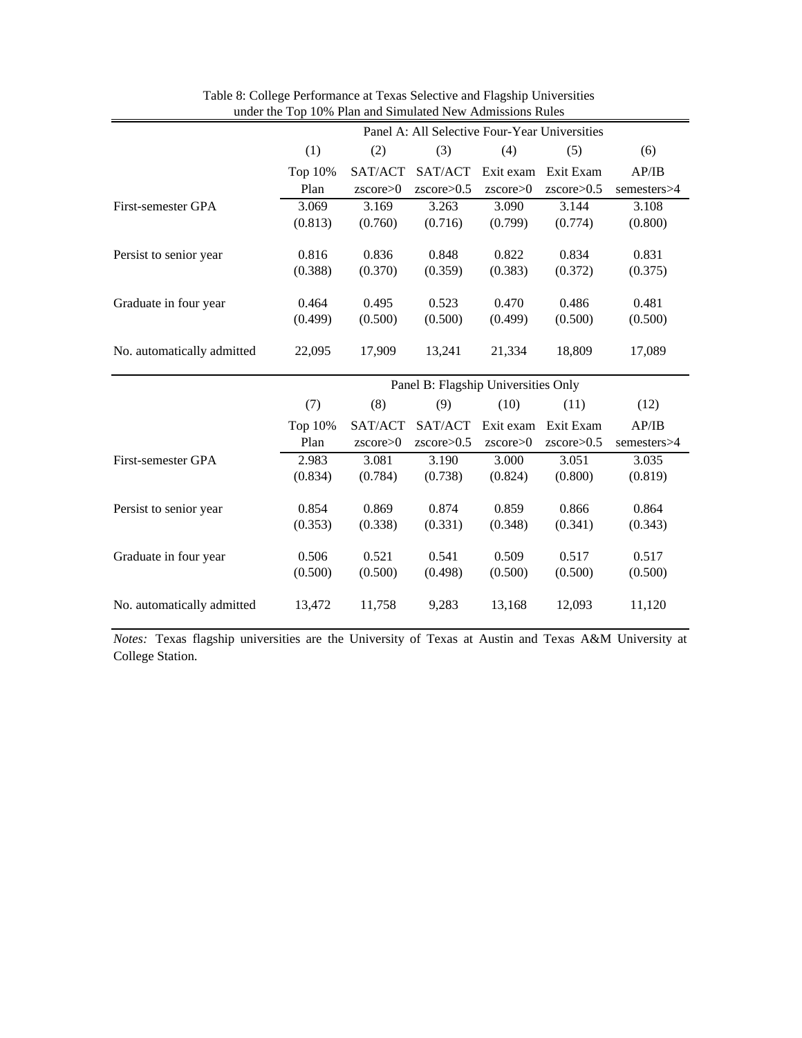Table 8: College Performance at Texas Selective and Flagship Universities under the Top 10% Plan and Simulated New Admissions Rules

| | Panel A: All Selective Four-Year Universities | | | | | |
|---|---|---|---|---|---|---|
| | (1) | (2) | (3) | (4) | (5) | (6) |
| | Top 10% Plan | SAT/ACT zscore>0 | SAT/ACT zscore>0.5 | Exit exam zscore>0 | Exit Exam zscore>0.5 | AP/IB semesters>4 |
| First-semester GPA | 3.069 | 3.169 | 3.263 | 3.090 | 3.144 | 3.108 |
| | (0.813) | (0.760) | (0.716) | (0.799) | (0.774) | (0.800) |
| Persist to senior year | 0.816 | 0.836 | 0.848 | 0.822 | 0.834 | 0.831 |
| | (0.388) | (0.370) | (0.359) | (0.383) | (0.372) | (0.375) |
| Graduate in four year | 0.464 | 0.495 | 0.523 | 0.470 | 0.486 | 0.481 |
| | (0.499) | (0.500) | (0.500) | (0.499) | (0.500) | (0.500) |
| No. automatically admitted | 22,095 | 17,909 | 13,241 | 21,334 | 18,809 | 17,089 |

| | Panel B: Flagship Universities Only | | | | | |
|---|---|---|---|---|---|---|
| | (7) | (8) | (9) | (10) | (11) | (12) |
| | Top 10% Plan | SAT/ACT zscore>0 | SAT/ACT zscore>0.5 | Exit exam zscore>0 | Exit Exam zscore>0.5 | AP/IB semesters>4 |
| First-semester GPA | 2.983 | 3.081 | 3.190 | 3.000 | 3.051 | 3.035 |
| | (0.834) | (0.784) | (0.738) | (0.824) | (0.800) | (0.819) |
| Persist to senior year | 0.854 | 0.869 | 0.874 | 0.859 | 0.866 | 0.864 |
| | (0.353) | (0.338) | (0.331) | (0.348) | (0.341) | (0.343) |
| Graduate in four year | 0.506 | 0.521 | 0.541 | 0.509 | 0.517 | 0.517 |
| | (0.500) | (0.500) | (0.498) | (0.500) | (0.500) | (0.500) |
| No. automatically admitted | 13,472 | 11,758 | 9,283 | 13,168 | 12,093 | 11,120 |

*Notes:* Texas flagship universities are the University of Texas at Austin and Texas A&M University at College Station.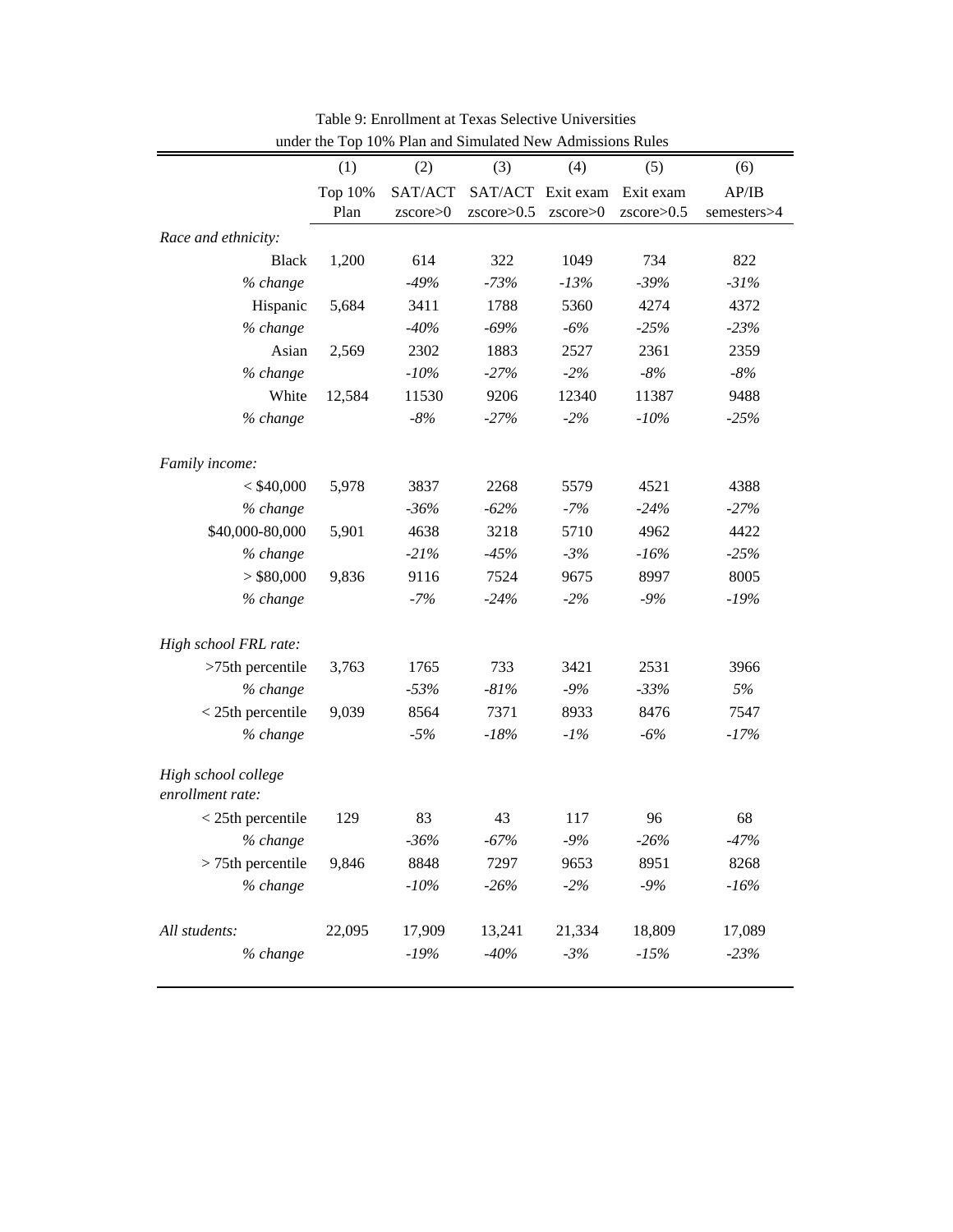Table 9: Enrollment at Texas Selective Universities under the Top 10% Plan and Simulated New Admissions Rules

| | (1) | (2) | (3) | (4) | (5) | (6) |
|---|---|---|---|---|---|---|
| | Top 10% Plan | SAT/ACT zscore>0 | SAT/ACT zscore>0.5 | Exit exam zscore>0 | Exit exam zscore>0.5 | AP/IB semesters>4 |
| *Race and ethnicity:* | | | | | | |
| Black | 1,200 | 614 | 322 | 1049 | 734 | 822 |
| *% change* | | *-49%* | *-73%* | *-13%* | *-39%* | *-31%* |
| Hispanic | 5,684 | 3411 | 1788 | 5360 | 4274 | 4372 |
| *% change* | | *-40%* | *-69%* | *-6%* | *-25%* | *-23%* |
| Asian | 2,569 | 2302 | 1883 | 2527 | 2361 | 2359 |
| *% change* | | *-10%* | *-27%* | *-2%* | *-8%* | *-8%* |
| White | 12,584 | 11530 | 9206 | 12340 | 11387 | 9488 |
| *% change* | | *-8%* | *-27%* | *-2%* | *-10%* | *-25%* |
| *Family income:* | | | | | | |
| < $40,000 | 5,978 | 3837 | 2268 | 5579 | 4521 | 4388 |
| *% change* | | *-36%* | *-62%* | *-7%* | *-24%* | *-27%* |
| $40,000-80,000 | 5,901 | 4638 | 3218 | 5710 | 4962 | 4422 |
| *% change* | | *-21%* | *-45%* | *-3%* | *-16%* | *-25%* |
| > $80,000 | 9,836 | 9116 | 7524 | 9675 | 8997 | 8005 |
| *% change* | | *-7%* | *-24%* | *-2%* | *-9%* | *-19%* |
| *High school FRL rate:* | | | | | | |
| >75th percentile | 3,763 | 1765 | 733 | 3421 | 2531 | 3966 |
| *% change* | | *-53%* | *-81%* | *-9%* | *-33%* | *5%* |
| < 25th percentile | 9,039 | 8564 | 7371 | 8933 | 8476 | 7547 |
| *% change* | | *-5%* | *-18%* | *-1%* | *-6%* | *-17%* |
| *High school college enrollment rate:* | | | | | | |
| < 25th percentile | 129 | 83 | 43 | 117 | 96 | 68 |
| *% change* | | *-36%* | *-67%* | *-9%* | *-26%* | *-47%* |
| > 75th percentile | 9,846 | 8848 | 7297 | 9653 | 8951 | 8268 |
| *% change* | | *-10%* | *-26%* | *-2%* | *-9%* | *-16%* |
| *All students:* | 22,095 | 17,909 | 13,241 | 21,334 | 18,809 | 17,089 |
| *% change* | | *-19%* | *-40%* | *-3%* | *-15%* | *-23%* |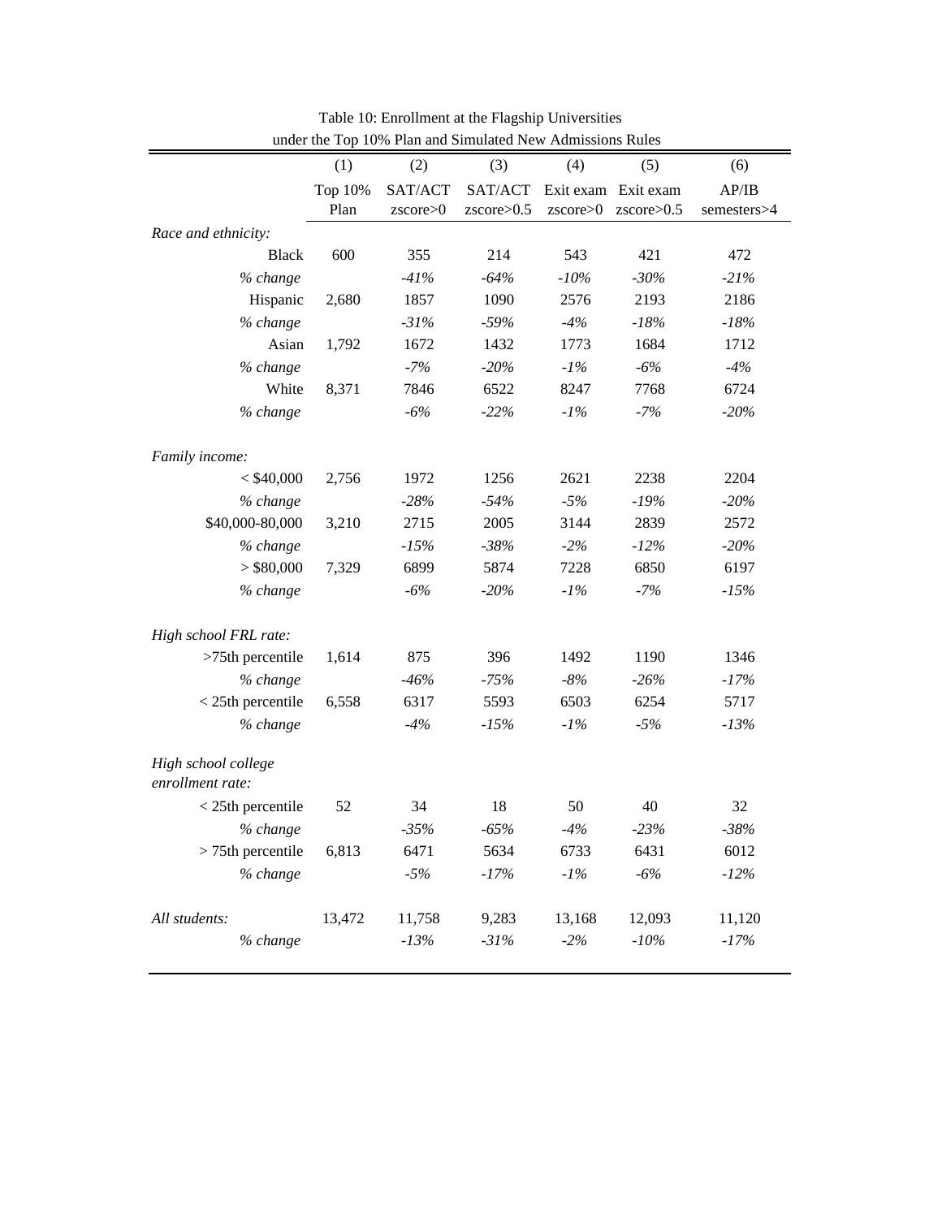Table 10: Enrollment at the Flagship Universities under the Top 10% Plan and Simulated New Admissions Rules

| | (1) | (2) | (3) | (4) | (5) | (6) |
|---|---|---|---|---|---|---|
| | Top 10% Plan | SAT/ACT zscore>0 | SAT/ACT zscore>0.5 | Exit exam zscore>0 | Exit exam zscore>0.5 | AP/IB semesters>4 |
| *Race and ethnicity:* | | | | | | |
| Black | 600 | 355 | 214 | 543 | 421 | 472 |
| *% change* | | *-41%* | *-64%* | *-10%* | *-30%* | *-21%* |
| Hispanic | 2,680 | 1857 | 1090 | 2576 | 2193 | 2186 |
| *% change* | | *-31%* | *-59%* | *-4%* | *-18%* | *-18%* |
| Asian | 1,792 | 1672 | 1432 | 1773 | 1684 | 1712 |
| *% change* | | *-7%* | *-20%* | *-1%* | *-6%* | *-4%* |
| White | 8,371 | 7846 | 6522 | 8247 | 7768 | 6724 |
| *% change* | | *-6%* | *-22%* | *-1%* | *-7%* | *-20%* |
| *Family income:* | | | | | | |
| < $40,000 | 2,756 | 1972 | 1256 | 2621 | 2238 | 2204 |
| *% change* | | *-28%* | *-54%* | *-5%* | *-19%* | *-20%* |
| $40,000-80,000 | 3,210 | 2715 | 2005 | 3144 | 2839 | 2572 |
| *% change* | | *-15%* | *-38%* | *-2%* | *-12%* | *-20%* |
| > $80,000 | 7,329 | 6899 | 5874 | 7228 | 6850 | 6197 |
| *% change* | | *-6%* | *-20%* | *-1%* | *-7%* | *-15%* |
| *High school FRL rate:* | | | | | | |
| >75th percentile | 1,614 | 875 | 396 | 1492 | 1190 | 1346 |
| *% change* | | *-46%* | *-75%* | *-8%* | *-26%* | *-17%* |
| < 25th percentile | 6,558 | 6317 | 5593 | 6503 | 6254 | 5717 |
| *% change* | | *-4%* | *-15%* | *-1%* | *-5%* | *-13%* |
| *High school college enrollment rate:* | | | | | | |
| < 25th percentile | 52 | 34 | 18 | 50 | 40 | 32 |
| *% change* | | *-35%* | *-65%* | *-4%* | *-23%* | *-38%* |
| > 75th percentile | 6,813 | 6471 | 5634 | 6733 | 6431 | 6012 |
| *% change* | | *-5%* | *-17%* | *-1%* | *-6%* | *-12%* |
| *All students:* | 13,472 | 11,758 | 9,283 | 13,168 | 12,093 | 11,120 |
| *% change* | | *-13%* | *-31%* | *-2%* | *-10%* | *-17%* |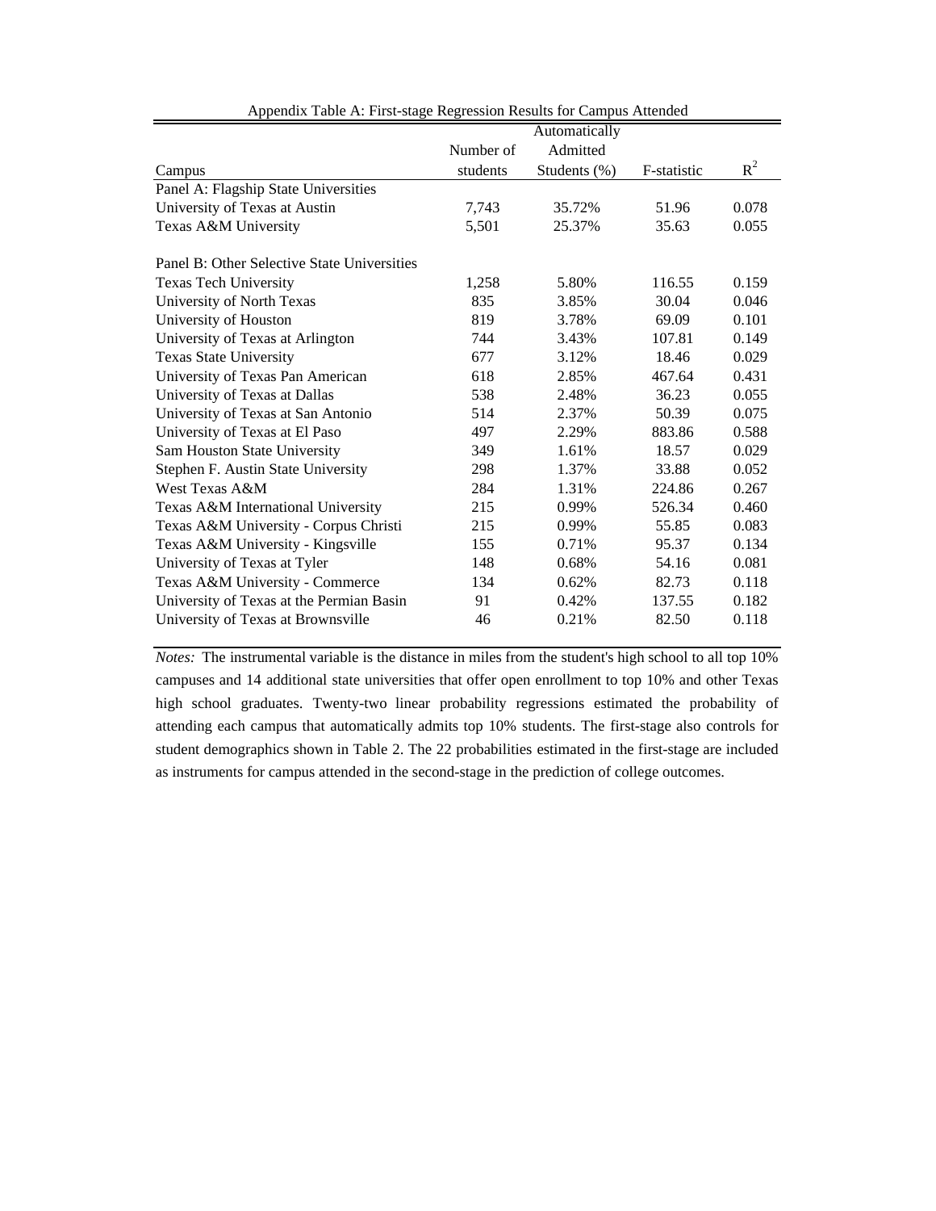Appendix Table A: First-stage Regression Results for Campus Attended

| Campus | Number of students | Automatically Admitted Students (%) | F-statistic | $R^2$ |
|---|---|---|---|---|
| Panel A: Flagship State Universities | | | | |
| University of Texas at Austin | 7,743 | 35.72% | 51.96 | 0.078 |
| Texas A&M University | 5,501 | 25.37% | 35.63 | 0.055 |
| | | | | |
| Panel B: Other Selective State Universities | | | | |
| Texas Tech University | 1,258 | 5.80% | 116.55 | 0.159 |
| University of North Texas | 835 | 3.85% | 30.04 | 0.046 |
| University of Houston | 819 | 3.78% | 69.09 | 0.101 |
| University of Texas at Arlington | 744 | 3.43% | 107.81 | 0.149 |
| Texas State University | 677 | 3.12% | 18.46 | 0.029 |
| University of Texas Pan American | 618 | 2.85% | 467.64 | 0.431 |
| University of Texas at Dallas | 538 | 2.48% | 36.23 | 0.055 |
| University of Texas at San Antonio | 514 | 2.37% | 50.39 | 0.075 |
| University of Texas at El Paso | 497 | 2.29% | 883.86 | 0.588 |
| Sam Houston State University | 349 | 1.61% | 18.57 | 0.029 |
| Stephen F. Austin State University | 298 | 1.37% | 33.88 | 0.052 |
| West Texas A&M | 284 | 1.31% | 224.86 | 0.267 |
| Texas A&M International University | 215 | 0.99% | 526.34 | 0.460 |
| Texas A&M University - Corpus Christi | 215 | 0.99% | 55.85 | 0.083 |
| Texas A&M University - Kingsville | 155 | 0.71% | 95.37 | 0.134 |
| University of Texas at Tyler | 148 | 0.68% | 54.16 | 0.081 |
| Texas A&M University - Commerce | 134 | 0.62% | 82.73 | 0.118 |
| University of Texas at the Permian Basin | 91 | 0.42% | 137.55 | 0.182 |
| University of Texas at Brownsville | 46 | 0.21% | 82.50 | 0.118 |

*Notes:* The instrumental variable is the distance in miles from the student's high school to all top 10% campuses and 14 additional state universities that offer open enrollment to top 10% and other Texas high school graduates. Twenty-two linear probability regressions estimated the probability of attending each campus that automatically admits top 10% students. The first-stage also controls for student demographics shown in Table 2. The 22 probabilities estimated in the first-stage are included as instruments for campus attended in the second-stage in the prediction of college outcomes.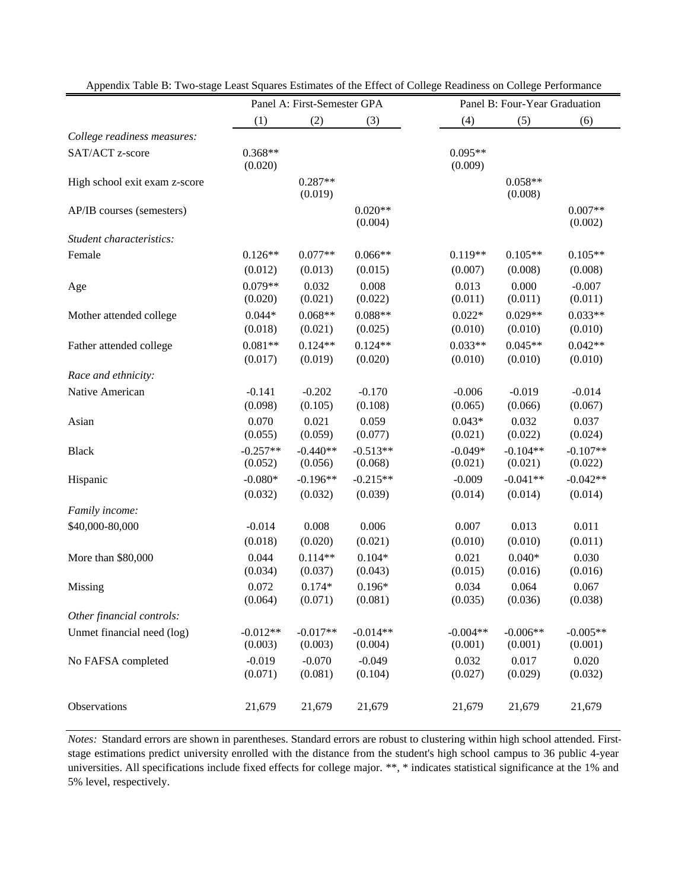Appendix Table B: Two-stage Least Squares Estimates of the Effect of College Readiness on College Performance

| | Panel A: First-Semester GPA | | | Panel B: Four-Year Graduation | | |
|---|---|---|---|---|---|---|
| | (1) | (2) | (3) | (4) | (5) | (6) |
| *College readiness measures:* | | | | | | |
| SAT/ACT z-score | 0.368**<br>(0.020) | | | 0.095**<br>(0.009) | | |
| High school exit exam z-score | | 0.287**<br>(0.019) | | | 0.058**<br>(0.008) | |
| AP/IB courses (semesters) | | | 0.020**<br>(0.004) | | | 0.007**<br>(0.002) |
| *Student characteristics:* | | | | | | |
| Female | 0.126**<br>(0.012) | 0.077**<br>(0.013) | 0.066**<br>(0.015) | 0.119**<br>(0.007) | 0.105**<br>(0.008) | 0.105**<br>(0.008) |
| Age | 0.079**<br>(0.020) | 0.032<br>(0.021) | 0.008<br>(0.022) | 0.013<br>(0.011) | 0.000<br>(0.011) | -0.007<br>(0.011) |
| Mother attended college | 0.044*<br>(0.018) | 0.068**<br>(0.021) | 0.088**<br>(0.025) | 0.022*<br>(0.010) | 0.029**<br>(0.010) | 0.033**<br>(0.010) |
| Father attended college | 0.081**<br>(0.017) | 0.124**<br>(0.019) | 0.124**<br>(0.020) | 0.033**<br>(0.010) | 0.045**<br>(0.010) | 0.042**<br>(0.010) |
| *Race and ethnicity:* | | | | | | |
| Native American | -0.141<br>(0.098) | -0.202<br>(0.105) | -0.170<br>(0.108) | -0.006<br>(0.065) | -0.019<br>(0.066) | -0.014<br>(0.067) |
| Asian | 0.070<br>(0.055) | 0.021<br>(0.059) | 0.059<br>(0.077) | 0.043*<br>(0.021) | 0.032<br>(0.022) | 0.037<br>(0.024) |
| Black | -0.257**<br>(0.052) | -0.440**<br>(0.056) | -0.513**<br>(0.068) | -0.049*<br>(0.021) | -0.104**<br>(0.021) | -0.107**<br>(0.022) |
| Hispanic | -0.080*<br>(0.032) | -0.196**<br>(0.032) | -0.215**<br>(0.039) | -0.009<br>(0.014) | -0.041**<br>(0.014) | -0.042**<br>(0.014) |
| *Family income:* | | | | | | |
| $40,000-80,000 | -0.014<br>(0.018) | 0.008<br>(0.020) | 0.006<br>(0.021) | 0.007<br>(0.010) | 0.013<br>(0.010) | 0.011<br>(0.011) |
| More than $80,000 | 0.044<br>(0.034) | 0.114**<br>(0.037) | 0.104*<br>(0.043) | 0.021<br>(0.015) | 0.040*<br>(0.016) | 0.030<br>(0.016) |
| Missing | 0.072<br>(0.064) | 0.174*<br>(0.071) | 0.196*<br>(0.081) | 0.034<br>(0.035) | 0.064<br>(0.036) | 0.067<br>(0.038) |
| *Other financial controls:* | | | | | | |
| Unmet financial need (log) | -0.012**<br>(0.003) | -0.017**<br>(0.003) | -0.014**<br>(0.004) | -0.004**<br>(0.001) | -0.006**<br>(0.001) | -0.005**<br>(0.001) |
| No FAFSA completed | -0.019<br>(0.071) | -0.070<br>(0.081) | -0.049<br>(0.104) | 0.032<br>(0.027) | 0.017<br>(0.029) | 0.020<br>(0.032) |
| Observations | 21,679 | 21,679 | 21,679 | 21,679 | 21,679 | 21,679 |

*Notes:* Standard errors are shown in parentheses. Standard errors are robust to clustering within high school attended. First-stage estimations predict university enrolled with the distance from the student's high school campus to 36 public 4-year universities. All specifications include fixed effects for college major. **, * indicates statistical significance at the 1% and 5% level, respectively.